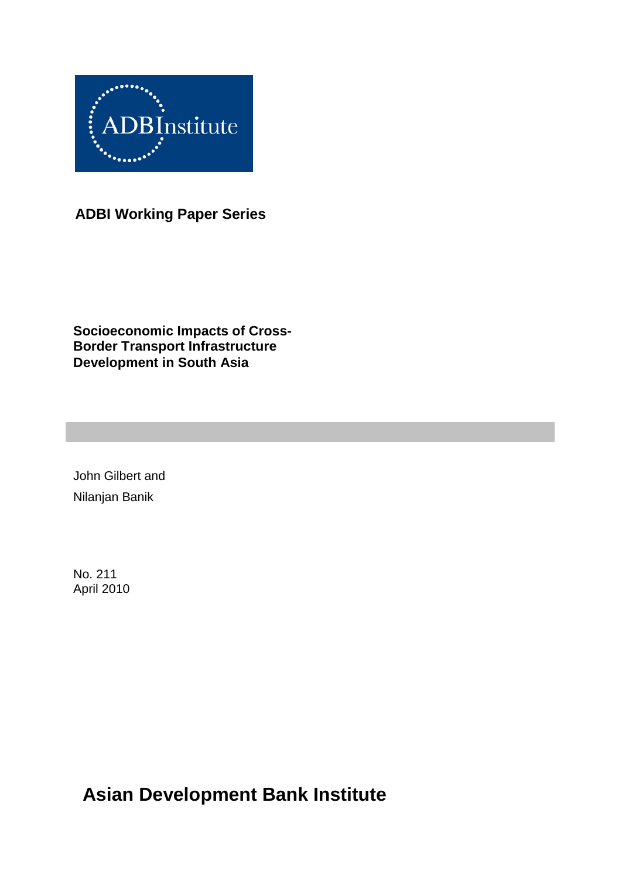ADBInstitute

**ADBI Working Paper Series**

# Socioeconomic Impacts of Cross-Border Transport Infrastructure Development in South Asia

John Gilbert and

Nilanjan Banik

No. 211

April 2010

**Asian Development Bank Institute**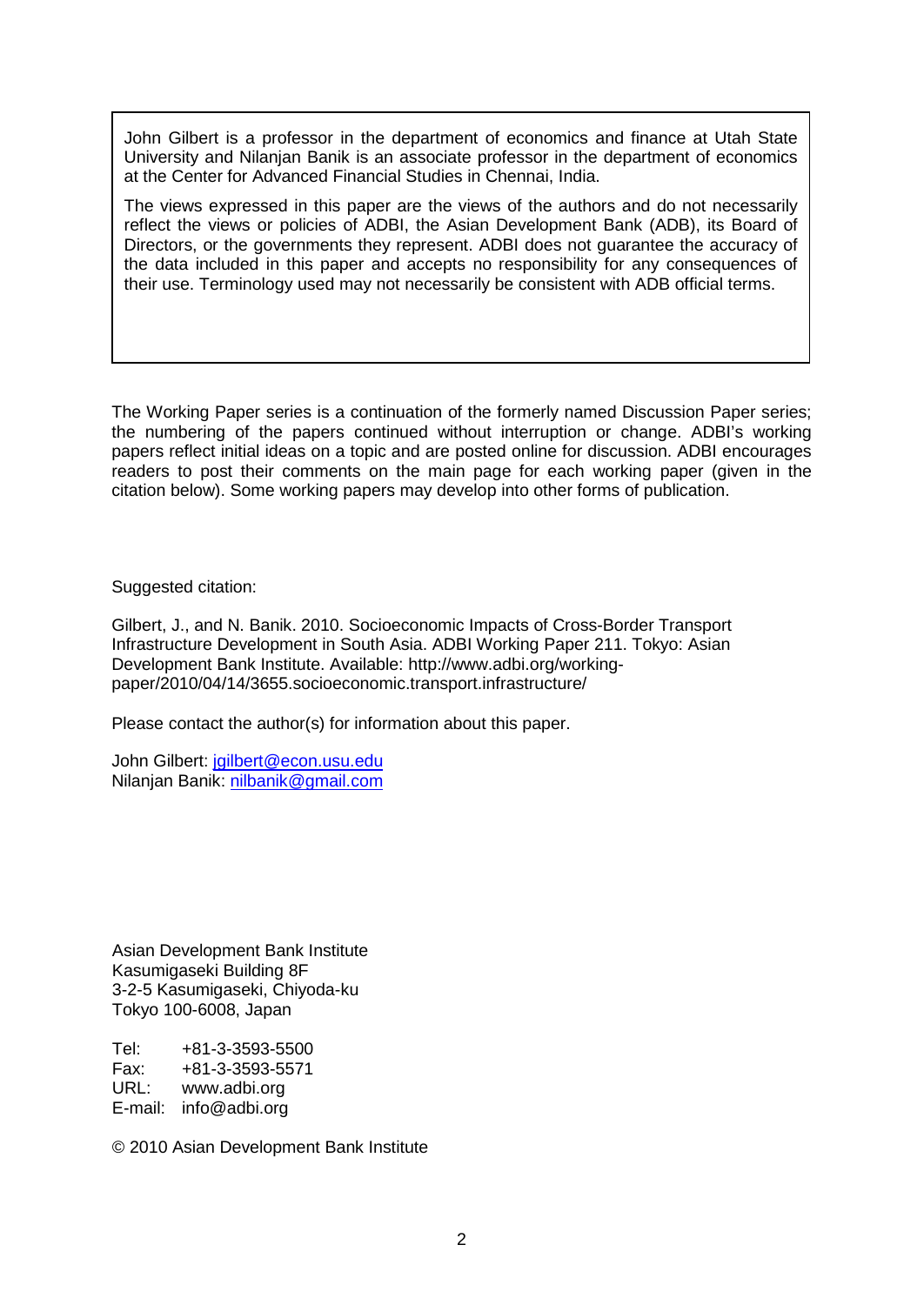John Gilbert is a professor in the department of economics and finance at Utah State University and Nilanjan Banik is an associate professor in the department of economics at the Center for Advanced Financial Studies in Chennai, India.

The views expressed in this paper are the views of the authors and do not necessarily reflect the views or policies of ADBI, the Asian Development Bank (ADB), its Board of Directors, or the governments they represent. ADBI does not guarantee the accuracy of the data included in this paper and accepts no responsibility for any consequences of their use. Terminology used may not necessarily be consistent with ADB official terms.

The Working Paper series is a continuation of the formerly named Discussion Paper series; the numbering of the papers continued without interruption or change. ADBI's working papers reflect initial ideas on a topic and are posted online for discussion. ADBI encourages readers to post their comments on the main page for each working paper (given in the citation below). Some working papers may develop into other forms of publication.

Suggested citation:

Gilbert, J., and N. Banik. 2010. Socioeconomic Impacts of Cross-Border Transport Infrastructure Development in South Asia. ADBI Working Paper 211. Tokyo: Asian Development Bank Institute. Available: http://www.adbi.org/working-paper/2010/04/14/3655.socioeconomic.transport.infrastructure/

Please contact the author(s) for information about this paper.

John Gilbert: jgilbert@econ.usu.edu
Nilanjan Banik: nilbanik@gmail.com

Asian Development Bank Institute
Kasumigaseki Building 8F
3-2-5 Kasumigaseki, Chiyoda-ku
Tokyo 100-6008, Japan

Tel: +81-3-3593-5500
Fax: +81-3-3593-5571
URL: www.adbi.org
E-mail: info@adbi.org

© 2010 Asian Development Bank Institute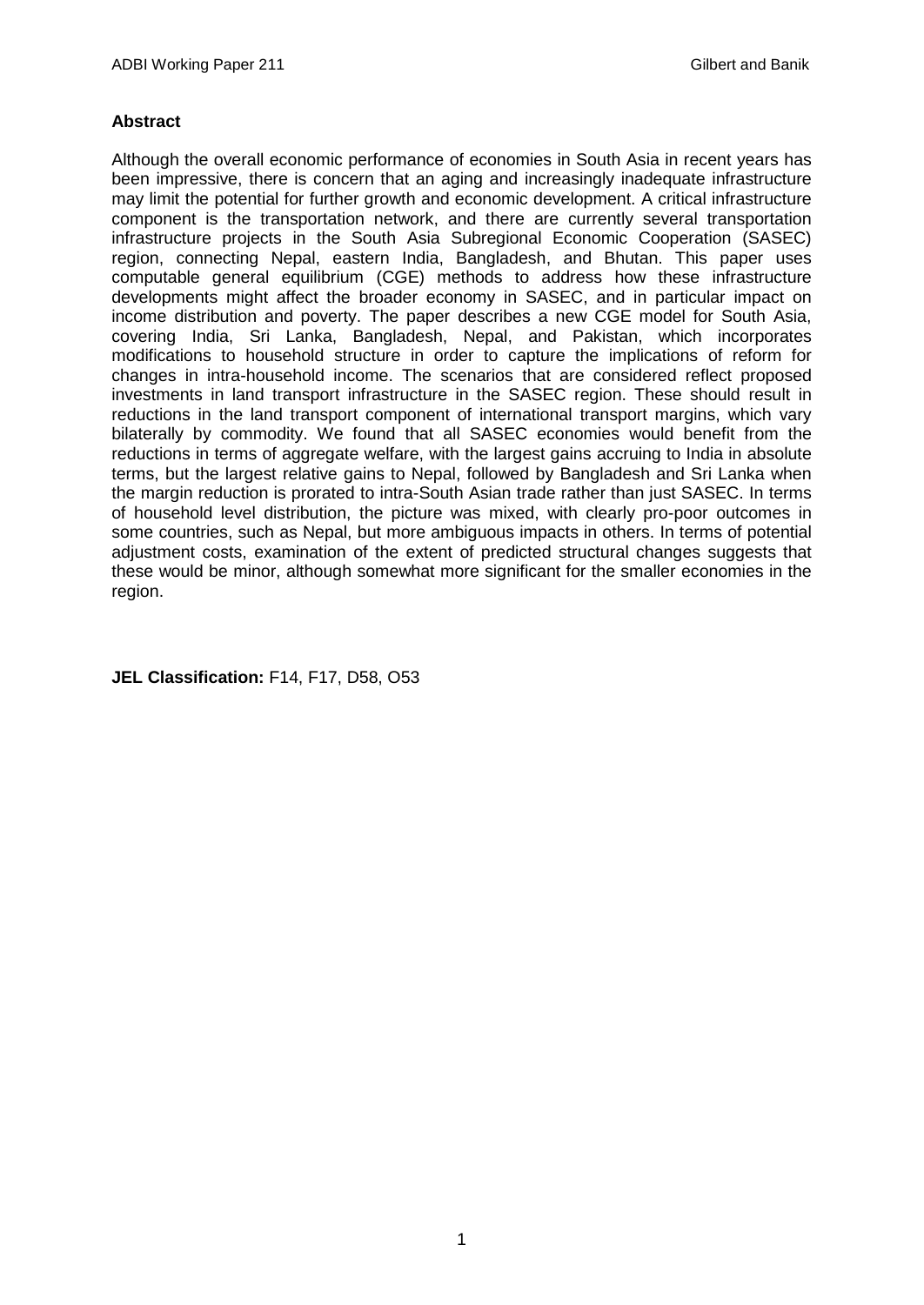**Abstract**

Although the overall economic performance of economies in South Asia in recent years has been impressive, there is concern that an aging and increasingly inadequate infrastructure may limit the potential for further growth and economic development. A critical infrastructure component is the transportation network, and there are currently several transportation infrastructure projects in the South Asia Subregional Economic Cooperation (SASEC) region, connecting Nepal, eastern India, Bangladesh, and Bhutan. This paper uses computable general equilibrium (CGE) methods to address how these infrastructure developments might affect the broader economy in SASEC, and in particular impact on income distribution and poverty. The paper describes a new CGE model for South Asia, covering India, Sri Lanka, Bangladesh, Nepal, and Pakistan, which incorporates modifications to household structure in order to capture the implications of reform for changes in intra-household income. The scenarios that are considered reflect proposed investments in land transport infrastructure in the SASEC region. These should result in reductions in the land transport component of international transport margins, which vary bilaterally by commodity. We found that all SASEC economies would benefit from the reductions in terms of aggregate welfare, with the largest gains accruing to India in absolute terms, but the largest relative gains to Nepal, followed by Bangladesh and Sri Lanka when the margin reduction is prorated to intra-South Asian trade rather than just SASEC. In terms of household level distribution, the picture was mixed, with clearly pro-poor outcomes in some countries, such as Nepal, but more ambiguous impacts in others. In terms of potential adjustment costs, examination of the extent of predicted structural changes suggests that these would be minor, although somewhat more significant for the smaller economies in the region.

**JEL Classification:** F14, F17, D58, O53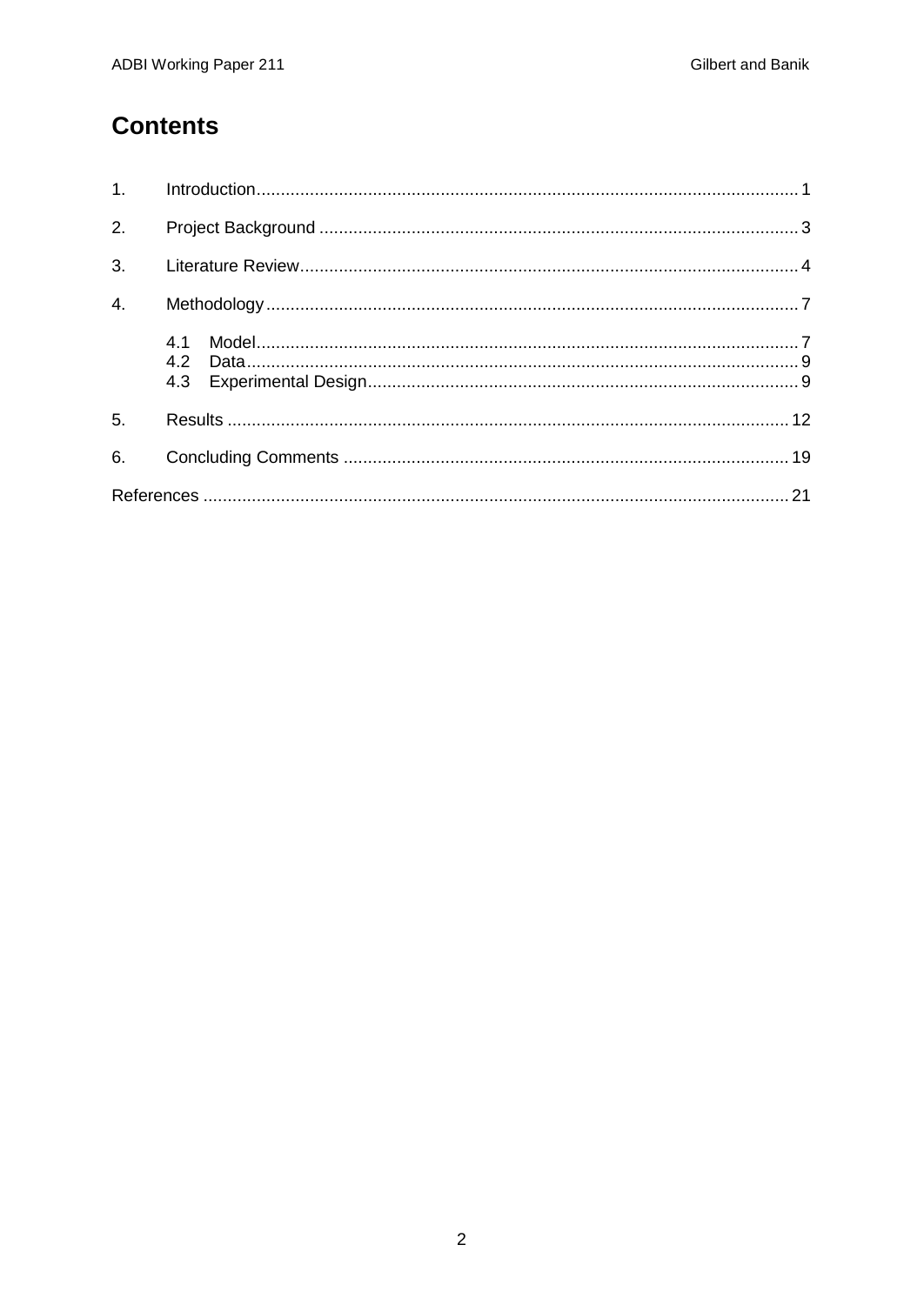# Contents

1. Introduction ........................................................................................................ 1
2. Project Background ............................................................................................ 3
3. Literature Review ................................................................................................ 4
4. Methodology ....................................................................................................... 7
   - 4.1 Model ........................................................................................................ 7
   - 4.2 Data .......................................................................................................... 9
   - 4.3 Experimental Design .................................................................................. 9
5. Results ............................................................................................................. 12
6. Concluding Comments ...................................................................................... 19

References ............................................................................................................ 21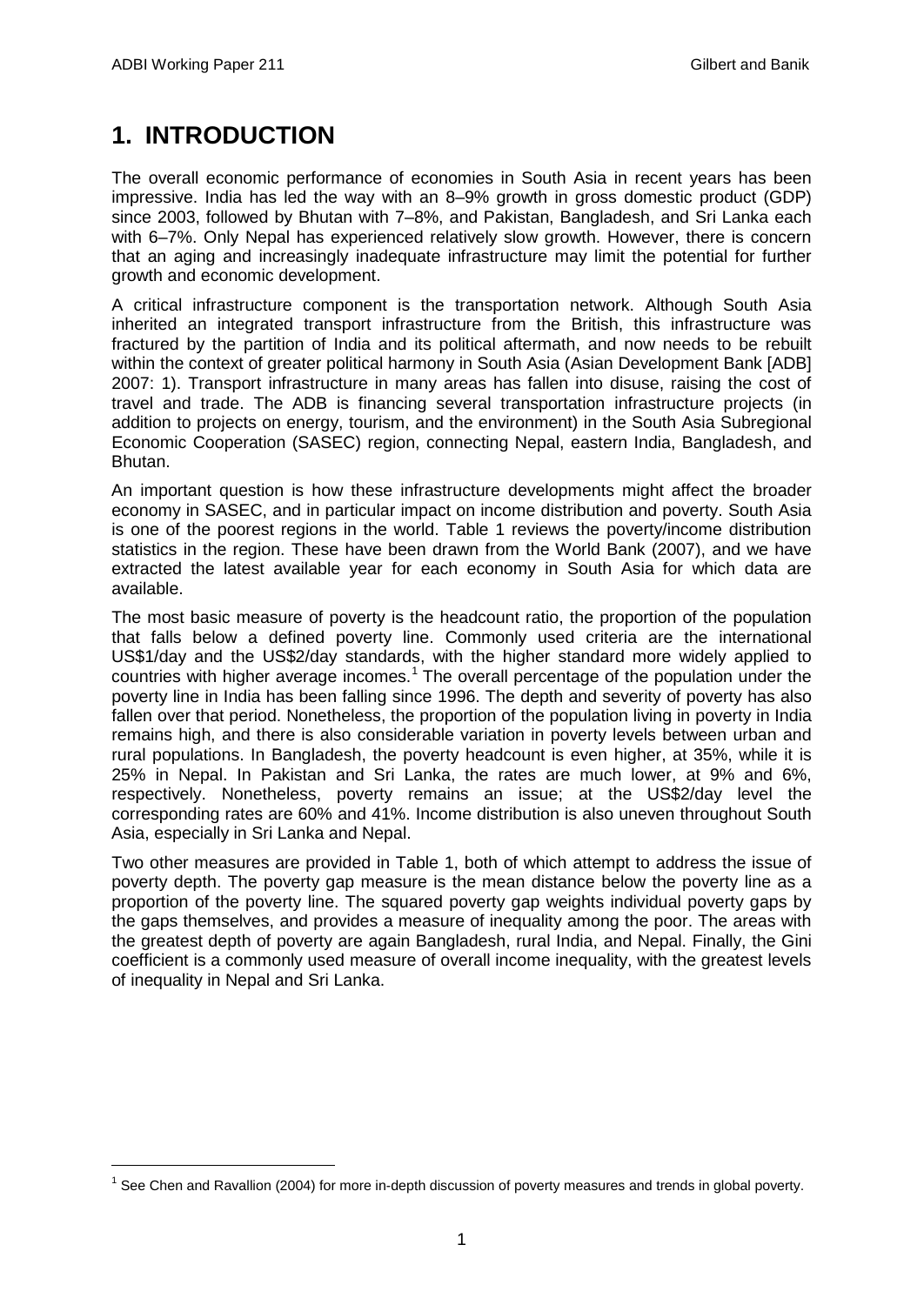# 1. INTRODUCTION

The overall economic performance of economies in South Asia in recent years has been impressive. India has led the way with an 8–9% growth in gross domestic product (GDP) since 2003, followed by Bhutan with 7–8%, and Pakistan, Bangladesh, and Sri Lanka each with 6–7%. Only Nepal has experienced relatively slow growth. However, there is concern that an aging and increasingly inadequate infrastructure may limit the potential for further growth and economic development.

A critical infrastructure component is the transportation network. Although South Asia inherited an integrated transport infrastructure from the British, this infrastructure was fractured by the partition of India and its political aftermath, and now needs to be rebuilt within the context of greater political harmony in South Asia (Asian Development Bank [ADB] 2007: 1). Transport infrastructure in many areas has fallen into disuse, raising the cost of travel and trade. The ADB is financing several transportation infrastructure projects (in addition to projects on energy, tourism, and the environment) in the South Asia Subregional Economic Cooperation (SASEC) region, connecting Nepal, eastern India, Bangladesh, and Bhutan.

An important question is how these infrastructure developments might affect the broader economy in SASEC, and in particular impact on income distribution and poverty. South Asia is one of the poorest regions in the world. Table 1 reviews the poverty/income distribution statistics in the region. These have been drawn from the World Bank (2007), and we have extracted the latest available year for each economy in South Asia for which data are available.

The most basic measure of poverty is the headcount ratio, the proportion of the population that falls below a defined poverty line. Commonly used criteria are the international US$1/day and the US$2/day standards, with the higher standard more widely applied to countries with higher average incomes.[1] The overall percentage of the population under the poverty line in India has been falling since 1996. The depth and severity of poverty has also fallen over that period. Nonetheless, the proportion of the population living in poverty in India remains high, and there is also considerable variation in poverty levels between urban and rural populations. In Bangladesh, the poverty headcount is even higher, at 35%, while it is 25% in Nepal. In Pakistan and Sri Lanka, the rates are much lower, at 9% and 6%, respectively. Nonetheless, poverty remains an issue; at the US$2/day level the corresponding rates are 60% and 41%. Income distribution is also uneven throughout South Asia, especially in Sri Lanka and Nepal.

Two other measures are provided in Table 1, both of which attempt to address the issue of poverty depth. The poverty gap measure is the mean distance below the poverty line as a proportion of the poverty line. The squared poverty gap weights individual poverty gaps by the gaps themselves, and provides a measure of inequality among the poor. The areas with the greatest depth of poverty are again Bangladesh, rural India, and Nepal. Finally, the Gini coefficient is a commonly used measure of overall income inequality, with the greatest levels of inequality in Nepal and Sri Lanka.

[1] See Chen and Ravallion (2004) for more in-depth discussion of poverty measures and trends in global poverty.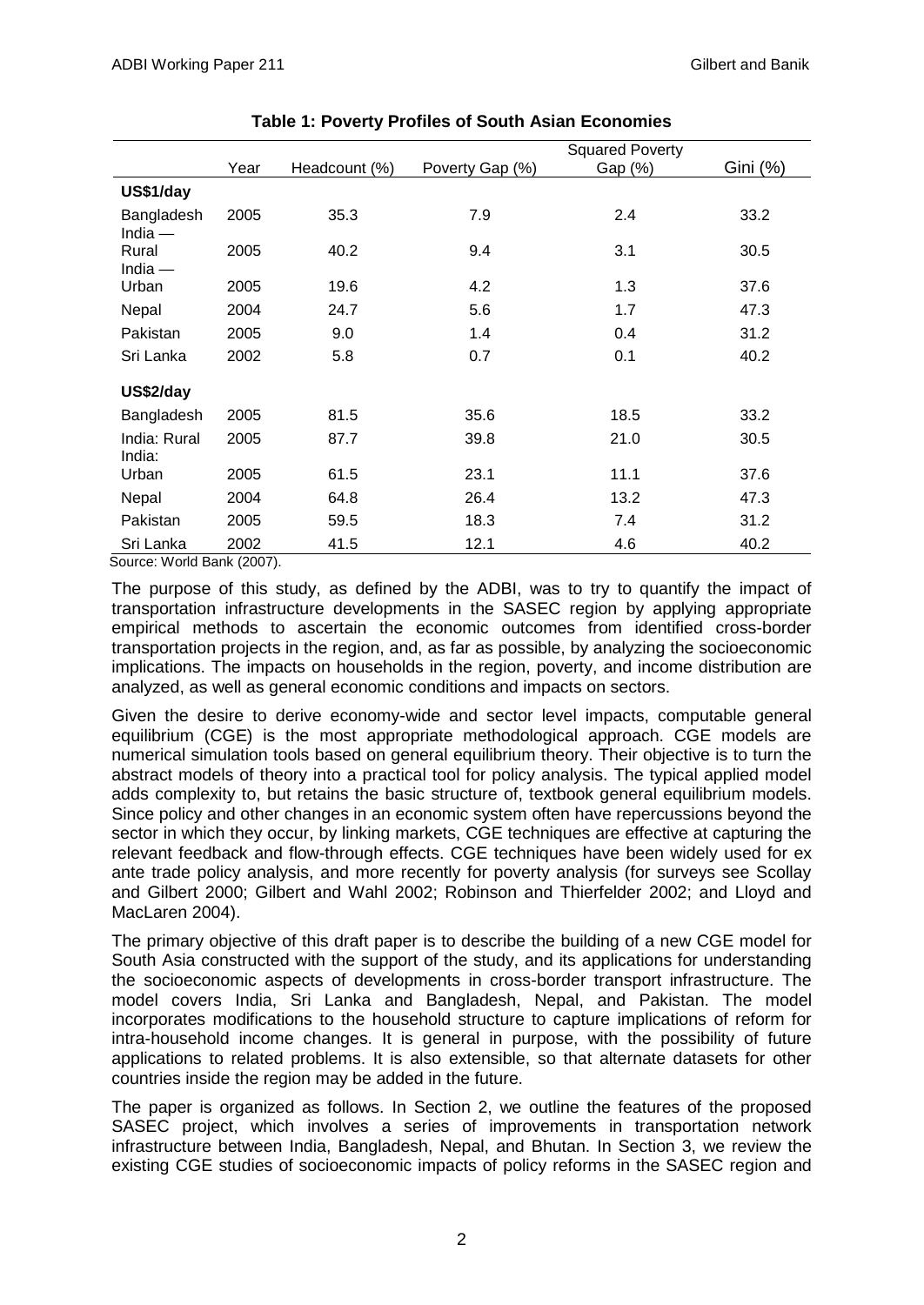**Table 1: Poverty Profiles of South Asian Economies**

| | Year | Headcount (%) | Poverty Gap (%) | Squared Poverty Gap (%) | Gini (%) |
|---|---|---|---|---|---|
| **US$1/day** | | | | | |
| Bangladesh | 2005 | 35.3 | 7.9 | 2.4 | 33.2 |
| India — Rural | 2005 | 40.2 | 9.4 | 3.1 | 30.5 |
| India — Urban | 2005 | 19.6 | 4.2 | 1.3 | 37.6 |
| Nepal | 2004 | 24.7 | 5.6 | 1.7 | 47.3 |
| Pakistan | 2005 | 9.0 | 1.4 | 0.4 | 31.2 |
| Sri Lanka | 2002 | 5.8 | 0.7 | 0.1 | 40.2 |
| **US$2/day** | | | | | |
| Bangladesh | 2005 | 81.5 | 35.6 | 18.5 | 33.2 |
| India: Rural | 2005 | 87.7 | 39.8 | 21.0 | 30.5 |
| India: Urban | 2005 | 61.5 | 23.1 | 11.1 | 37.6 |
| Nepal | 2004 | 64.8 | 26.4 | 13.2 | 47.3 |
| Pakistan | 2005 | 59.5 | 18.3 | 7.4 | 31.2 |
| Sri Lanka | 2002 | 41.5 | 12.1 | 4.6 | 40.2 |

Source: World Bank (2007).

The purpose of this study, as defined by the ADBI, was to try to quantify the impact of transportation infrastructure developments in the SASEC region by applying appropriate empirical methods to ascertain the economic outcomes from identified cross-border transportation projects in the region, and, as far as possible, by analyzing the socioeconomic implications. The impacts on households in the region, poverty, and income distribution are analyzed, as well as general economic conditions and impacts on sectors.

Given the desire to derive economy-wide and sector level impacts, computable general equilibrium (CGE) is the most appropriate methodological approach. CGE models are numerical simulation tools based on general equilibrium theory. Their objective is to turn the abstract models of theory into a practical tool for policy analysis. The typical applied model adds complexity to, but retains the basic structure of, textbook general equilibrium models. Since policy and other changes in an economic system often have repercussions beyond the sector in which they occur, by linking markets, CGE techniques are effective at capturing the relevant feedback and flow-through effects. CGE techniques have been widely used for ex ante trade policy analysis, and more recently for poverty analysis (for surveys see Scollay and Gilbert 2000; Gilbert and Wahl 2002; Robinson and Thierfelder 2002; and Lloyd and MacLaren 2004).

The primary objective of this draft paper is to describe the building of a new CGE model for South Asia constructed with the support of the study, and its applications for understanding the socioeconomic aspects of developments in cross-border transport infrastructure. The model covers India, Sri Lanka and Bangladesh, Nepal, and Pakistan. The model incorporates modifications to the household structure to capture implications of reform for intra-household income changes. It is general in purpose, with the possibility of future applications to related problems. It is also extensible, so that alternate datasets for other countries inside the region may be added in the future.

The paper is organized as follows. In Section 2, we outline the features of the proposed SASEC project, which involves a series of improvements in transportation network infrastructure between India, Bangladesh, Nepal, and Bhutan. In Section 3, we review the existing CGE studies of socioeconomic impacts of policy reforms in the SASEC region and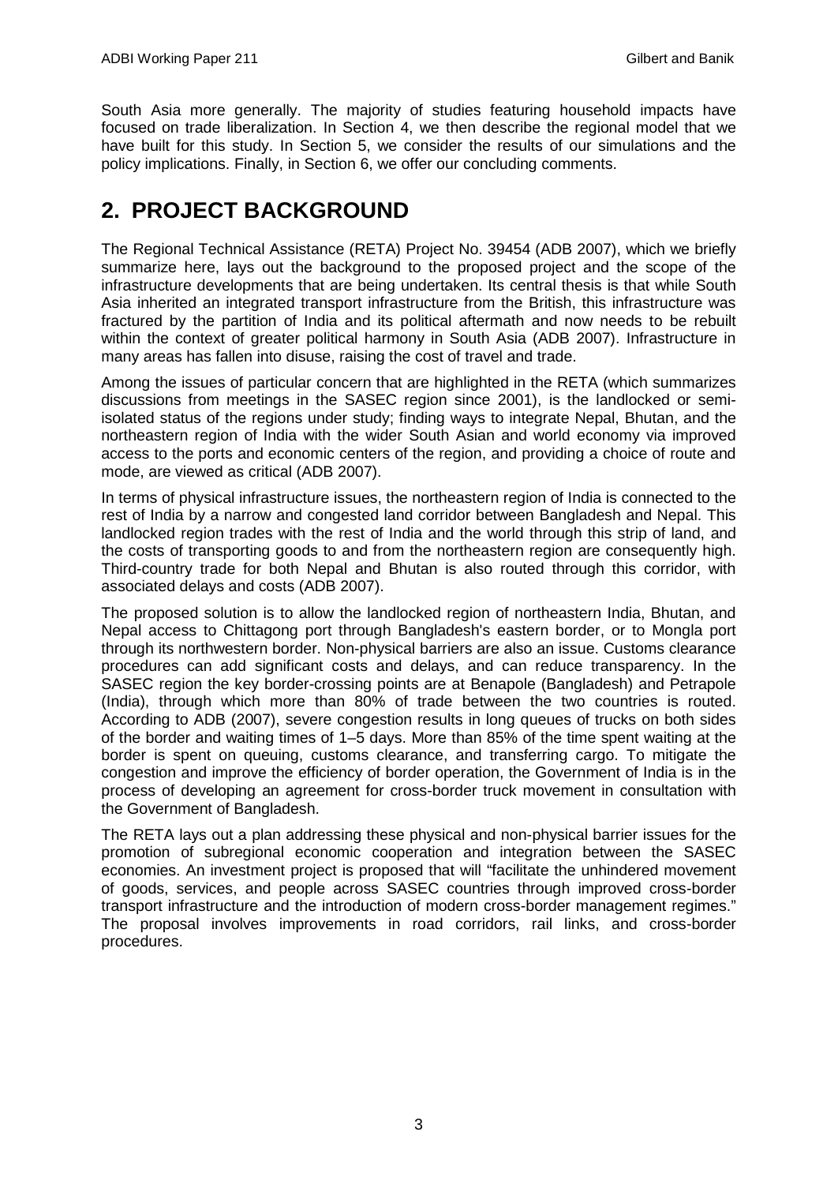South Asia more generally. The majority of studies featuring household impacts have focused on trade liberalization. In Section 4, we then describe the regional model that we have built for this study. In Section 5, we consider the results of our simulations and the policy implications. Finally, in Section 6, we offer our concluding comments.

## 2. PROJECT BACKGROUND

The Regional Technical Assistance (RETA) Project No. 39454 (ADB 2007), which we briefly summarize here, lays out the background to the proposed project and the scope of the infrastructure developments that are being undertaken. Its central thesis is that while South Asia inherited an integrated transport infrastructure from the British, this infrastructure was fractured by the partition of India and its political aftermath and now needs to be rebuilt within the context of greater political harmony in South Asia (ADB 2007). Infrastructure in many areas has fallen into disuse, raising the cost of travel and trade.

Among the issues of particular concern that are highlighted in the RETA (which summarizes discussions from meetings in the SASEC region since 2001), is the landlocked or semi-isolated status of the regions under study; finding ways to integrate Nepal, Bhutan, and the northeastern region of India with the wider South Asian and world economy via improved access to the ports and economic centers of the region, and providing a choice of route and mode, are viewed as critical (ADB 2007).

In terms of physical infrastructure issues, the northeastern region of India is connected to the rest of India by a narrow and congested land corridor between Bangladesh and Nepal. This landlocked region trades with the rest of India and the world through this strip of land, and the costs of transporting goods to and from the northeastern region are consequently high. Third-country trade for both Nepal and Bhutan is also routed through this corridor, with associated delays and costs (ADB 2007).

The proposed solution is to allow the landlocked region of northeastern India, Bhutan, and Nepal access to Chittagong port through Bangladesh's eastern border, or to Mongla port through its northwestern border. Non-physical barriers are also an issue. Customs clearance procedures can add significant costs and delays, and can reduce transparency. In the SASEC region the key border-crossing points are at Benapole (Bangladesh) and Petrapole (India), through which more than 80% of trade between the two countries is routed. According to ADB (2007), severe congestion results in long queues of trucks on both sides of the border and waiting times of 1–5 days. More than 85% of the time spent waiting at the border is spent on queuing, customs clearance, and transferring cargo. To mitigate the congestion and improve the efficiency of border operation, the Government of India is in the process of developing an agreement for cross-border truck movement in consultation with the Government of Bangladesh.

The RETA lays out a plan addressing these physical and non-physical barrier issues for the promotion of subregional economic cooperation and integration between the SASEC economies. An investment project is proposed that will "facilitate the unhindered movement of goods, services, and people across SASEC countries through improved cross-border transport infrastructure and the introduction of modern cross-border management regimes." The proposal involves improvements in road corridors, rail links, and cross-border procedures.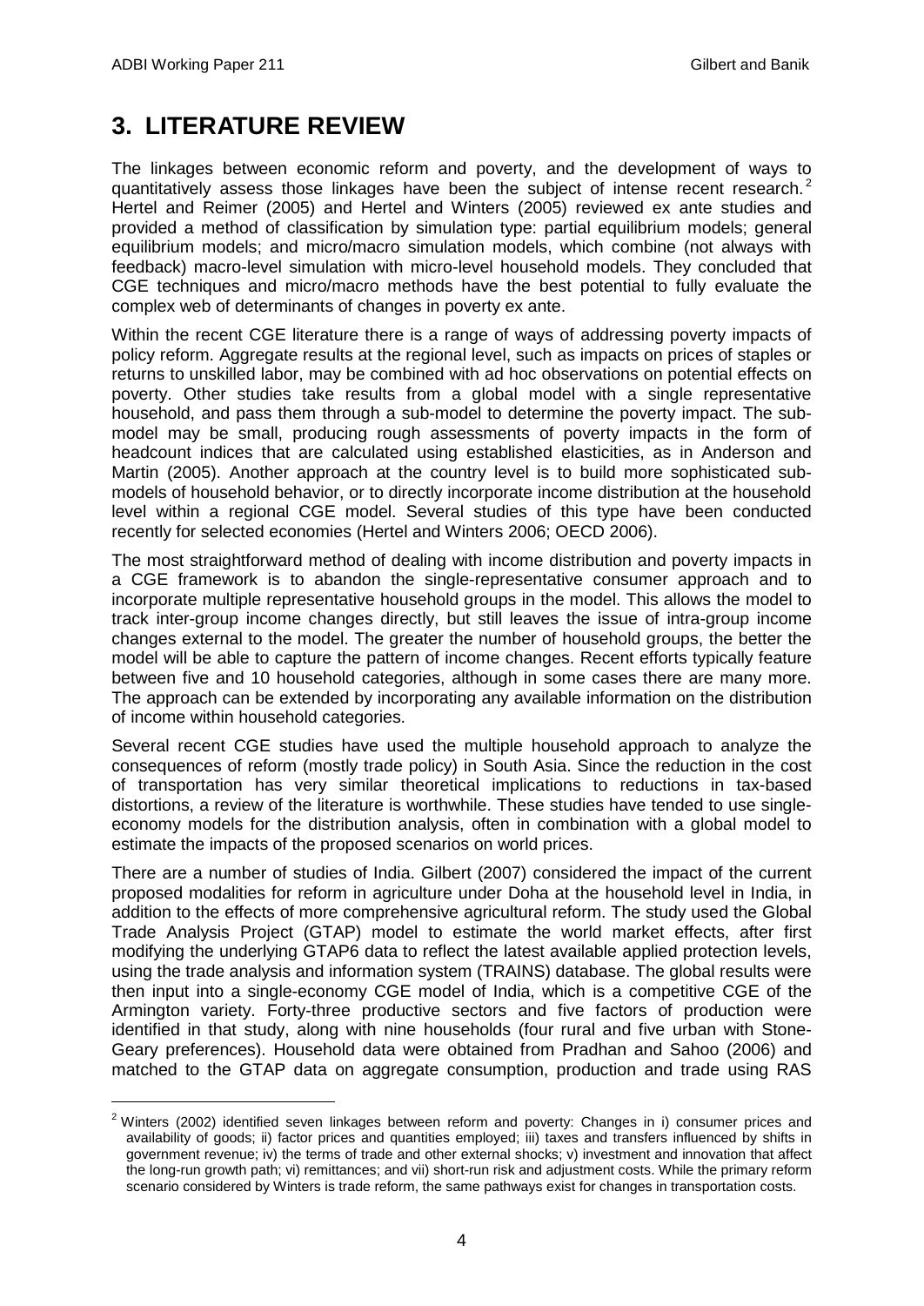# 3. LITERATURE REVIEW

The linkages between economic reform and poverty, and the development of ways to quantitatively assess those linkages have been the subject of intense recent research.[2] Hertel and Reimer (2005) and Hertel and Winters (2005) reviewed ex ante studies and provided a method of classification by simulation type: partial equilibrium models; general equilibrium models; and micro/macro simulation models, which combine (not always with feedback) macro-level simulation with micro-level household models. They concluded that CGE techniques and micro/macro methods have the best potential to fully evaluate the complex web of determinants of changes in poverty ex ante.

Within the recent CGE literature there is a range of ways of addressing poverty impacts of policy reform. Aggregate results at the regional level, such as impacts on prices of staples or returns to unskilled labor, may be combined with ad hoc observations on potential effects on poverty. Other studies take results from a global model with a single representative household, and pass them through a sub-model to determine the poverty impact. The sub-model may be small, producing rough assessments of poverty impacts in the form of headcount indices that are calculated using established elasticities, as in Anderson and Martin (2005). Another approach at the country level is to build more sophisticated sub-models of household behavior, or to directly incorporate income distribution at the household level within a regional CGE model. Several studies of this type have been conducted recently for selected economies (Hertel and Winters 2006; OECD 2006).

The most straightforward method of dealing with income distribution and poverty impacts in a CGE framework is to abandon the single-representative consumer approach and to incorporate multiple representative household groups in the model. This allows the model to track inter-group income changes directly, but still leaves the issue of intra-group income changes external to the model. The greater the number of household groups, the better the model will be able to capture the pattern of income changes. Recent efforts typically feature between five and 10 household categories, although in some cases there are many more. The approach can be extended by incorporating any available information on the distribution of income within household categories.

Several recent CGE studies have used the multiple household approach to analyze the consequences of reform (mostly trade policy) in South Asia. Since the reduction in the cost of transportation has very similar theoretical implications to reductions in tax-based distortions, a review of the literature is worthwhile. These studies have tended to use single-economy models for the distribution analysis, often in combination with a global model to estimate the impacts of the proposed scenarios on world prices.

There are a number of studies of India. Gilbert (2007) considered the impact of the current proposed modalities for reform in agriculture under Doha at the household level in India, in addition to the effects of more comprehensive agricultural reform. The study used the Global Trade Analysis Project (GTAP) model to estimate the world market effects, after first modifying the underlying GTAP6 data to reflect the latest available applied protection levels, using the trade analysis and information system (TRAINS) database. The global results were then input into a single-economy CGE model of India, which is a competitive CGE of the Armington variety. Forty-three productive sectors and five factors of production were identified in that study, along with nine households (four rural and five urban with Stone-Geary preferences). Household data were obtained from Pradhan and Sahoo (2006) and matched to the GTAP data on aggregate consumption, production and trade using RAS

[2] Winters (2002) identified seven linkages between reform and poverty: Changes in i) consumer prices and availability of goods; ii) factor prices and quantities employed; iii) taxes and transfers influenced by shifts in government revenue; iv) the terms of trade and other external shocks; v) investment and innovation that affect the long-run growth path; vi) remittances; and vii) short-run risk and adjustment costs. While the primary reform scenario considered by Winters is trade reform, the same pathways exist for changes in transportation costs.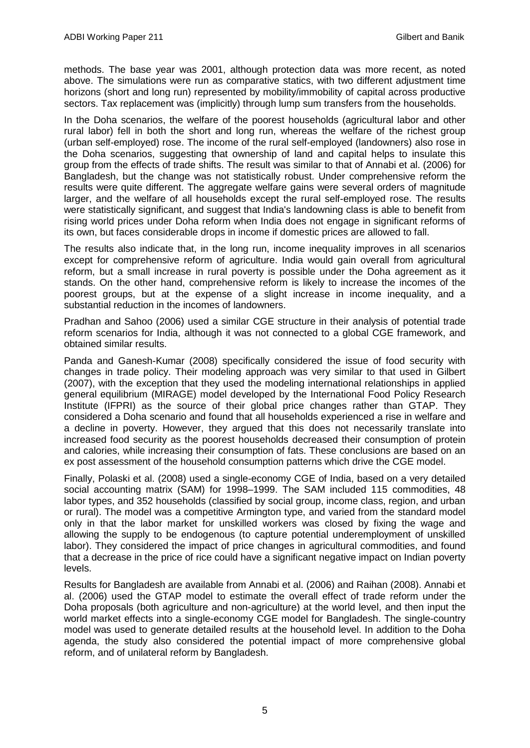methods. The base year was 2001, although protection data was more recent, as noted above. The simulations were run as comparative statics, with two different adjustment time horizons (short and long run) represented by mobility/immobility of capital across productive sectors. Tax replacement was (implicitly) through lump sum transfers from the households.

In the Doha scenarios, the welfare of the poorest households (agricultural labor and other rural labor) fell in both the short and long run, whereas the welfare of the richest group (urban self-employed) rose. The income of the rural self-employed (landowners) also rose in the Doha scenarios, suggesting that ownership of land and capital helps to insulate this group from the effects of trade shifts. The result was similar to that of Annabi et al. (2006) for Bangladesh, but the change was not statistically robust. Under comprehensive reform the results were quite different. The aggregate welfare gains were several orders of magnitude larger, and the welfare of all households except the rural self-employed rose. The results were statistically significant, and suggest that India's landowning class is able to benefit from rising world prices under Doha reform when India does not engage in significant reforms of its own, but faces considerable drops in income if domestic prices are allowed to fall.

The results also indicate that, in the long run, income inequality improves in all scenarios except for comprehensive reform of agriculture. India would gain overall from agricultural reform, but a small increase in rural poverty is possible under the Doha agreement as it stands. On the other hand, comprehensive reform is likely to increase the incomes of the poorest groups, but at the expense of a slight increase in income inequality, and a substantial reduction in the incomes of landowners.

Pradhan and Sahoo (2006) used a similar CGE structure in their analysis of potential trade reform scenarios for India, although it was not connected to a global CGE framework, and obtained similar results.

Panda and Ganesh-Kumar (2008) specifically considered the issue of food security with changes in trade policy. Their modeling approach was very similar to that used in Gilbert (2007), with the exception that they used the modeling international relationships in applied general equilibrium (MIRAGE) model developed by the International Food Policy Research Institute (IFPRI) as the source of their global price changes rather than GTAP. They considered a Doha scenario and found that all households experienced a rise in welfare and a decline in poverty. However, they argued that this does not necessarily translate into increased food security as the poorest households decreased their consumption of protein and calories, while increasing their consumption of fats. These conclusions are based on an ex post assessment of the household consumption patterns which drive the CGE model.

Finally, Polaski et al. (2008) used a single-economy CGE of India, based on a very detailed social accounting matrix (SAM) for 1998–1999. The SAM included 115 commodities, 48 labor types, and 352 households (classified by social group, income class, region, and urban or rural). The model was a competitive Armington type, and varied from the standard model only in that the labor market for unskilled workers was closed by fixing the wage and allowing the supply to be endogenous (to capture potential underemployment of unskilled labor). They considered the impact of price changes in agricultural commodities, and found that a decrease in the price of rice could have a significant negative impact on Indian poverty levels.

Results for Bangladesh are available from Annabi et al. (2006) and Raihan (2008). Annabi et al. (2006) used the GTAP model to estimate the overall effect of trade reform under the Doha proposals (both agriculture and non-agriculture) at the world level, and then input the world market effects into a single-economy CGE model for Bangladesh. The single-country model was used to generate detailed results at the household level. In addition to the Doha agenda, the study also considered the potential impact of more comprehensive global reform, and of unilateral reform by Bangladesh.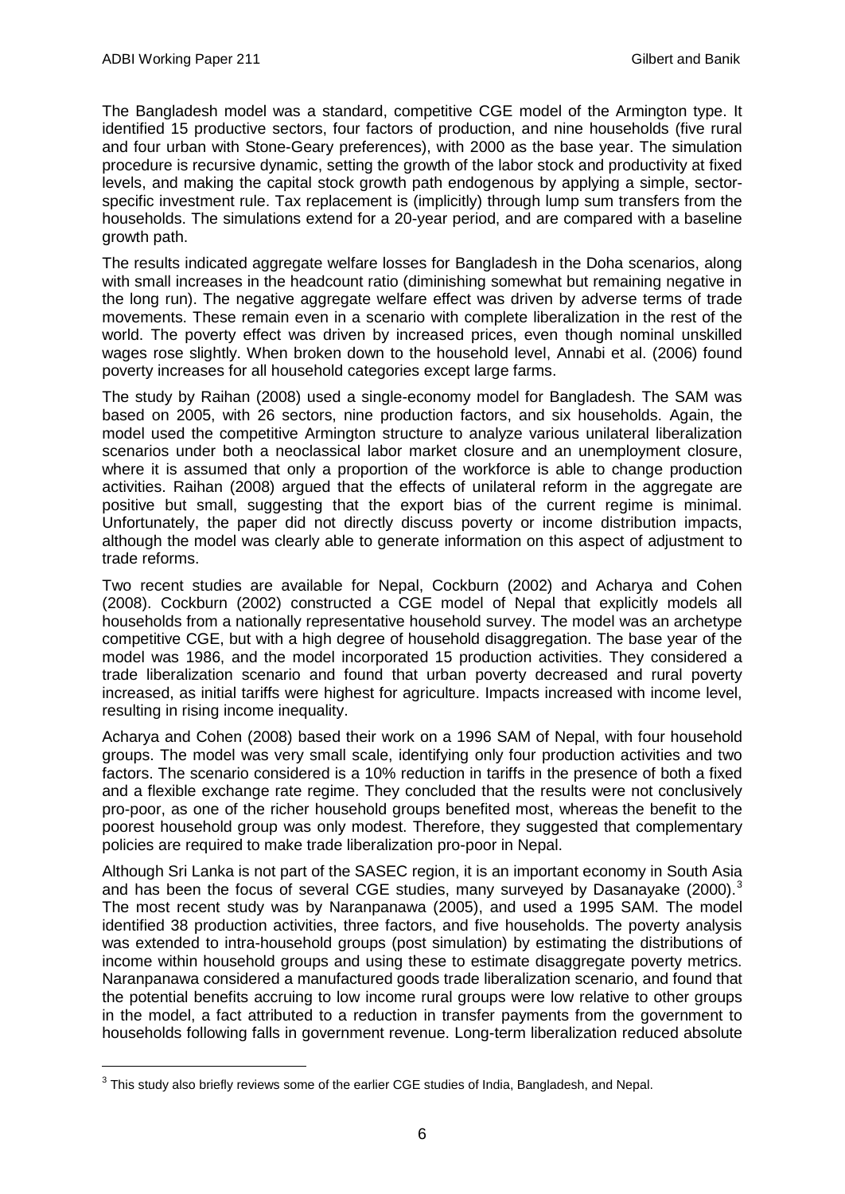The Bangladesh model was a standard, competitive CGE model of the Armington type. It identified 15 productive sectors, four factors of production, and nine households (five rural and four urban with Stone-Geary preferences), with 2000 as the base year. The simulation procedure is recursive dynamic, setting the growth of the labor stock and productivity at fixed levels, and making the capital stock growth path endogenous by applying a simple, sector-specific investment rule. Tax replacement is (implicitly) through lump sum transfers from the households. The simulations extend for a 20-year period, and are compared with a baseline growth path.

The results indicated aggregate welfare losses for Bangladesh in the Doha scenarios, along with small increases in the headcount ratio (diminishing somewhat but remaining negative in the long run). The negative aggregate welfare effect was driven by adverse terms of trade movements. These remain even in a scenario with complete liberalization in the rest of the world. The poverty effect was driven by increased prices, even though nominal unskilled wages rose slightly. When broken down to the household level, Annabi et al. (2006) found poverty increases for all household categories except large farms.

The study by Raihan (2008) used a single-economy model for Bangladesh. The SAM was based on 2005, with 26 sectors, nine production factors, and six households. Again, the model used the competitive Armington structure to analyze various unilateral liberalization scenarios under both a neoclassical labor market closure and an unemployment closure, where it is assumed that only a proportion of the workforce is able to change production activities. Raihan (2008) argued that the effects of unilateral reform in the aggregate are positive but small, suggesting that the export bias of the current regime is minimal. Unfortunately, the paper did not directly discuss poverty or income distribution impacts, although the model was clearly able to generate information on this aspect of adjustment to trade reforms.

Two recent studies are available for Nepal, Cockburn (2002) and Acharya and Cohen (2008). Cockburn (2002) constructed a CGE model of Nepal that explicitly models all households from a nationally representative household survey. The model was an archetype competitive CGE, but with a high degree of household disaggregation. The base year of the model was 1986, and the model incorporated 15 production activities. They considered a trade liberalization scenario and found that urban poverty decreased and rural poverty increased, as initial tariffs were highest for agriculture. Impacts increased with income level, resulting in rising income inequality.

Acharya and Cohen (2008) based their work on a 1996 SAM of Nepal, with four household groups. The model was very small scale, identifying only four production activities and two factors. The scenario considered is a 10% reduction in tariffs in the presence of both a fixed and a flexible exchange rate regime. They concluded that the results were not conclusively pro-poor, as one of the richer household groups benefited most, whereas the benefit to the poorest household group was only modest. Therefore, they suggested that complementary policies are required to make trade liberalization pro-poor in Nepal.

Although Sri Lanka is not part of the SASEC region, it is an important economy in South Asia and has been the focus of several CGE studies, many surveyed by Dasanayake (2000).[3] The most recent study was by Naranpanawa (2005), and used a 1995 SAM. The model identified 38 production activities, three factors, and five households. The poverty analysis was extended to intra-household groups (post simulation) by estimating the distributions of income within household groups and using these to estimate disaggregate poverty metrics. Naranpanawa considered a manufactured goods trade liberalization scenario, and found that the potential benefits accruing to low income rural groups were low relative to other groups in the model, a fact attributed to a reduction in transfer payments from the government to households following falls in government revenue. Long-term liberalization reduced absolute

[3] This study also briefly reviews some of the earlier CGE studies of India, Bangladesh, and Nepal.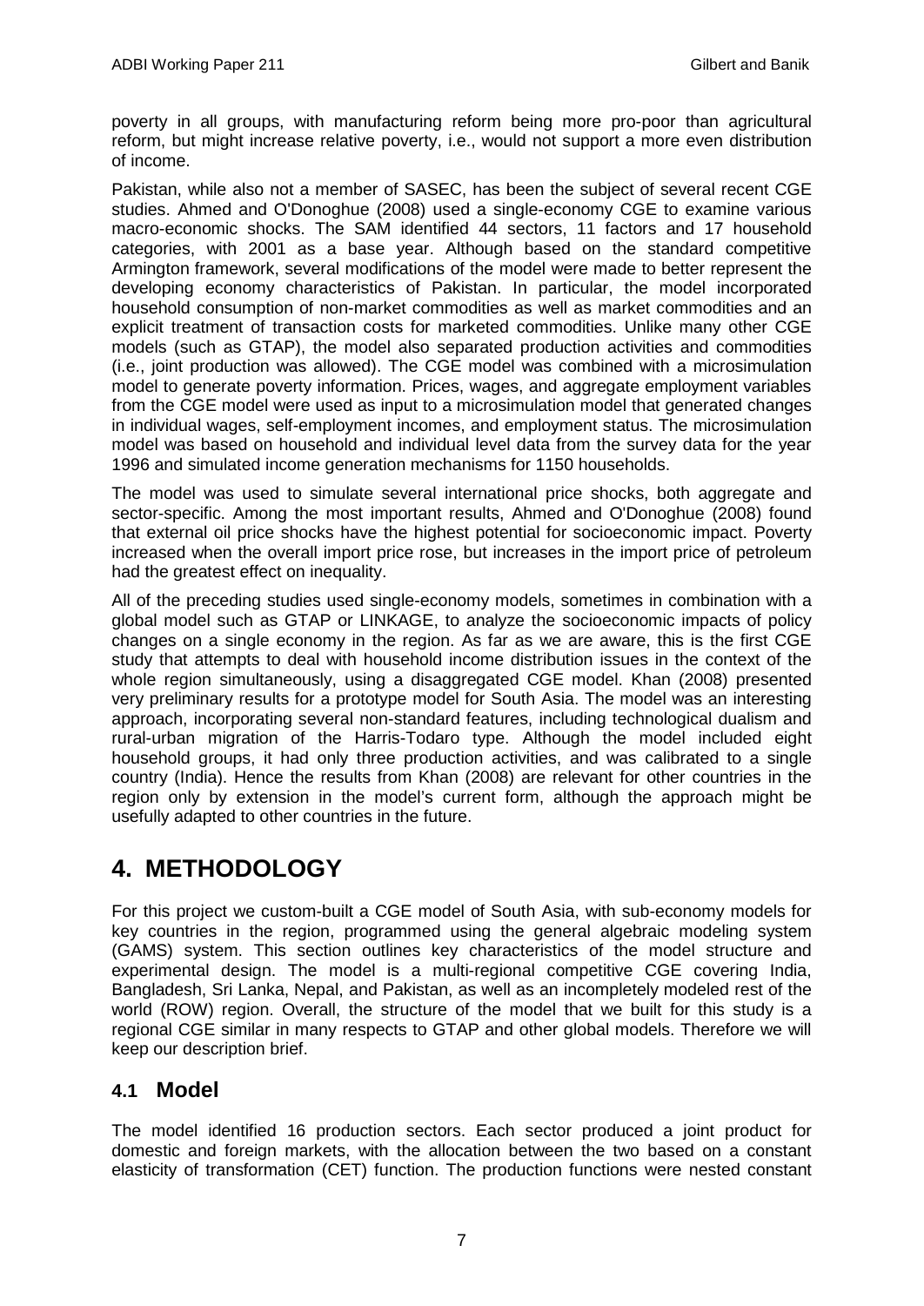poverty in all groups, with manufacturing reform being more pro-poor than agricultural reform, but might increase relative poverty, i.e., would not support a more even distribution of income.

Pakistan, while also not a member of SASEC, has been the subject of several recent CGE studies. Ahmed and O'Donoghue (2008) used a single-economy CGE to examine various macro-economic shocks. The SAM identified 44 sectors, 11 factors and 17 household categories, with 2001 as a base year. Although based on the standard competitive Armington framework, several modifications of the model were made to better represent the developing economy characteristics of Pakistan. In particular, the model incorporated household consumption of non-market commodities as well as market commodities and an explicit treatment of transaction costs for marketed commodities. Unlike many other CGE models (such as GTAP), the model also separated production activities and commodities (i.e., joint production was allowed). The CGE model was combined with a microsimulation model to generate poverty information. Prices, wages, and aggregate employment variables from the CGE model were used as input to a microsimulation model that generated changes in individual wages, self-employment incomes, and employment status. The microsimulation model was based on household and individual level data from the survey data for the year 1996 and simulated income generation mechanisms for 1150 households.

The model was used to simulate several international price shocks, both aggregate and sector-specific. Among the most important results, Ahmed and O'Donoghue (2008) found that external oil price shocks have the highest potential for socioeconomic impact. Poverty increased when the overall import price rose, but increases in the import price of petroleum had the greatest effect on inequality.

All of the preceding studies used single-economy models, sometimes in combination with a global model such as GTAP or LINKAGE, to analyze the socioeconomic impacts of policy changes on a single economy in the region. As far as we are aware, this is the first CGE study that attempts to deal with household income distribution issues in the context of the whole region simultaneously, using a disaggregated CGE model. Khan (2008) presented very preliminary results for a prototype model for South Asia. The model was an interesting approach, incorporating several non-standard features, including technological dualism and rural-urban migration of the Harris-Todaro type. Although the model included eight household groups, it had only three production activities, and was calibrated to a single country (India). Hence the results from Khan (2008) are relevant for other countries in the region only by extension in the model's current form, although the approach might be usefully adapted to other countries in the future.

# 4. METHODOLOGY

For this project we custom-built a CGE model of South Asia, with sub-economy models for key countries in the region, programmed using the general algebraic modeling system (GAMS) system. This section outlines key characteristics of the model structure and experimental design. The model is a multi-regional competitive CGE covering India, Bangladesh, Sri Lanka, Nepal, and Pakistan, as well as an incompletely modeled rest of the world (ROW) region. Overall, the structure of the model that we built for this study is a regional CGE similar in many respects to GTAP and other global models. Therefore we will keep our description brief.

## 4.1 Model

The model identified 16 production sectors. Each sector produced a joint product for domestic and foreign markets, with the allocation between the two based on a constant elasticity of transformation (CET) function. The production functions were nested constant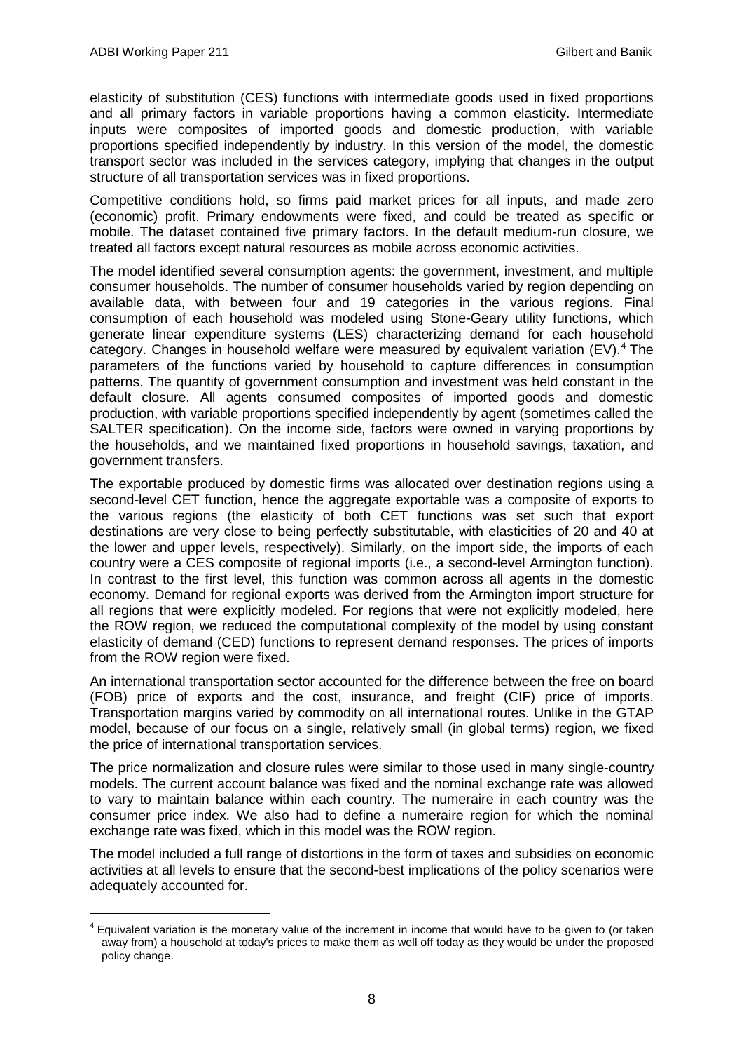elasticity of substitution (CES) functions with intermediate goods used in fixed proportions and all primary factors in variable proportions having a common elasticity. Intermediate inputs were composites of imported goods and domestic production, with variable proportions specified independently by industry. In this version of the model, the domestic transport sector was included in the services category, implying that changes in the output structure of all transportation services was in fixed proportions.

Competitive conditions hold, so firms paid market prices for all inputs, and made zero (economic) profit. Primary endowments were fixed, and could be treated as specific or mobile. The dataset contained five primary factors. In the default medium-run closure, we treated all factors except natural resources as mobile across economic activities.

The model identified several consumption agents: the government, investment, and multiple consumer households. The number of consumer households varied by region depending on available data, with between four and 19 categories in the various regions. Final consumption of each household was modeled using Stone-Geary utility functions, which generate linear expenditure systems (LES) characterizing demand for each household category. Changes in household welfare were measured by equivalent variation (EV).[4] The parameters of the functions varied by household to capture differences in consumption patterns. The quantity of government consumption and investment was held constant in the default closure. All agents consumed composites of imported goods and domestic production, with variable proportions specified independently by agent (sometimes called the SALTER specification). On the income side, factors were owned in varying proportions by the households, and we maintained fixed proportions in household savings, taxation, and government transfers.

The exportable produced by domestic firms was allocated over destination regions using a second-level CET function, hence the aggregate exportable was a composite of exports to the various regions (the elasticity of both CET functions was set such that export destinations are very close to being perfectly substitutable, with elasticities of 20 and 40 at the lower and upper levels, respectively). Similarly, on the import side, the imports of each country were a CES composite of regional imports (i.e., a second-level Armington function). In contrast to the first level, this function was common across all agents in the domestic economy. Demand for regional exports was derived from the Armington import structure for all regions that were explicitly modeled. For regions that were not explicitly modeled, here the ROW region, we reduced the computational complexity of the model by using constant elasticity of demand (CED) functions to represent demand responses. The prices of imports from the ROW region were fixed.

An international transportation sector accounted for the difference between the free on board (FOB) price of exports and the cost, insurance, and freight (CIF) price of imports. Transportation margins varied by commodity on all international routes. Unlike in the GTAP model, because of our focus on a single, relatively small (in global terms) region, we fixed the price of international transportation services.

The price normalization and closure rules were similar to those used in many single-country models. The current account balance was fixed and the nominal exchange rate was allowed to vary to maintain balance within each country. The numeraire in each country was the consumer price index. We also had to define a numeraire region for which the nominal exchange rate was fixed, which in this model was the ROW region.

The model included a full range of distortions in the form of taxes and subsidies on economic activities at all levels to ensure that the second-best implications of the policy scenarios were adequately accounted for.

[4] Equivalent variation is the monetary value of the increment in income that would have to be given to (or taken away from) a household at today's prices to make them as well off today as they would be under the proposed policy change.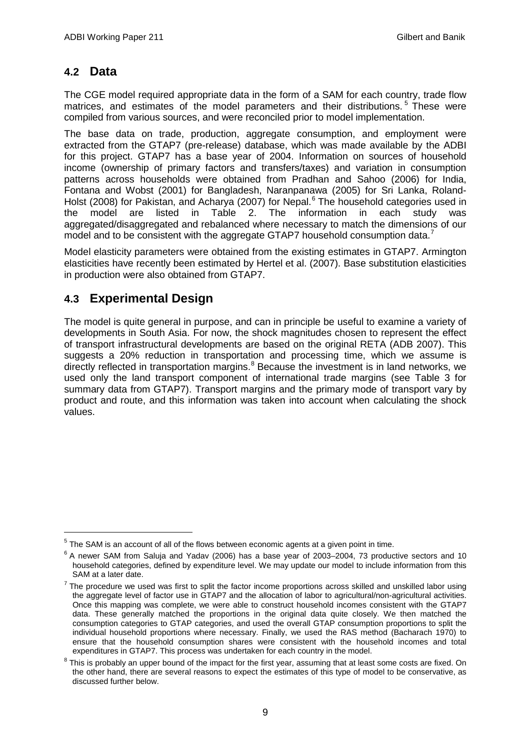## 4.2 Data

The CGE model required appropriate data in the form of a SAM for each country, trade flow matrices, and estimates of the model parameters and their distributions.[5] These were compiled from various sources, and were reconciled prior to model implementation.

The base data on trade, production, aggregate consumption, and employment were extracted from the GTAP7 (pre-release) database, which was made available by the ADBI for this project. GTAP7 has a base year of 2004. Information on sources of household income (ownership of primary factors and transfers/taxes) and variation in consumption patterns across households were obtained from Pradhan and Sahoo (2006) for India, Fontana and Wobst (2001) for Bangladesh, Naranpanawa (2005) for Sri Lanka, Roland-Holst (2008) for Pakistan, and Acharya (2007) for Nepal.[6] The household categories used in the model are listed in Table 2. The information in each study was aggregated/disaggregated and rebalanced where necessary to match the dimensions of our model and to be consistent with the aggregate GTAP7 household consumption data.[7]

Model elasticity parameters were obtained from the existing estimates in GTAP7. Armington elasticities have recently been estimated by Hertel et al. (2007). Base substitution elasticities in production were also obtained from GTAP7.

## 4.3 Experimental Design

The model is quite general in purpose, and can in principle be useful to examine a variety of developments in South Asia. For now, the shock magnitudes chosen to represent the effect of transport infrastructural developments are based on the original RETA (ADB 2007). This suggests a 20% reduction in transportation and processing time, which we assume is directly reflected in transportation margins.[8] Because the investment is in land networks, we used only the land transport component of international trade margins (see Table 3 for summary data from GTAP7). Transport margins and the primary mode of transport vary by product and route, and this information was taken into account when calculating the shock values.

---

[5] The SAM is an account of all of the flows between economic agents at a given point in time.

[6] A newer SAM from Saluja and Yadav (2006) has a base year of 2003–2004, 73 productive sectors and 10 household categories, defined by expenditure level. We may update our model to include information from this SAM at a later date.

[7] The procedure we used was first to split the factor income proportions across skilled and unskilled labor using the aggregate level of factor use in GTAP7 and the allocation of labor to agricultural/non-agricultural activities. Once this mapping was complete, we were able to construct household incomes consistent with the GTAP7 data. These generally matched the proportions in the original data quite closely. We then matched the consumption categories to GTAP categories, and used the overall GTAP consumption proportions to split the individual household proportions where necessary. Finally, we used the RAS method (Bacharach 1970) to ensure that the household consumption shares were consistent with the household incomes and total expenditures in GTAP7. This process was undertaken for each country in the model.

[8] This is probably an upper bound of the impact for the first year, assuming that at least some costs are fixed. On the other hand, there are several reasons to expect the estimates of this type of model to be conservative, as discussed further below.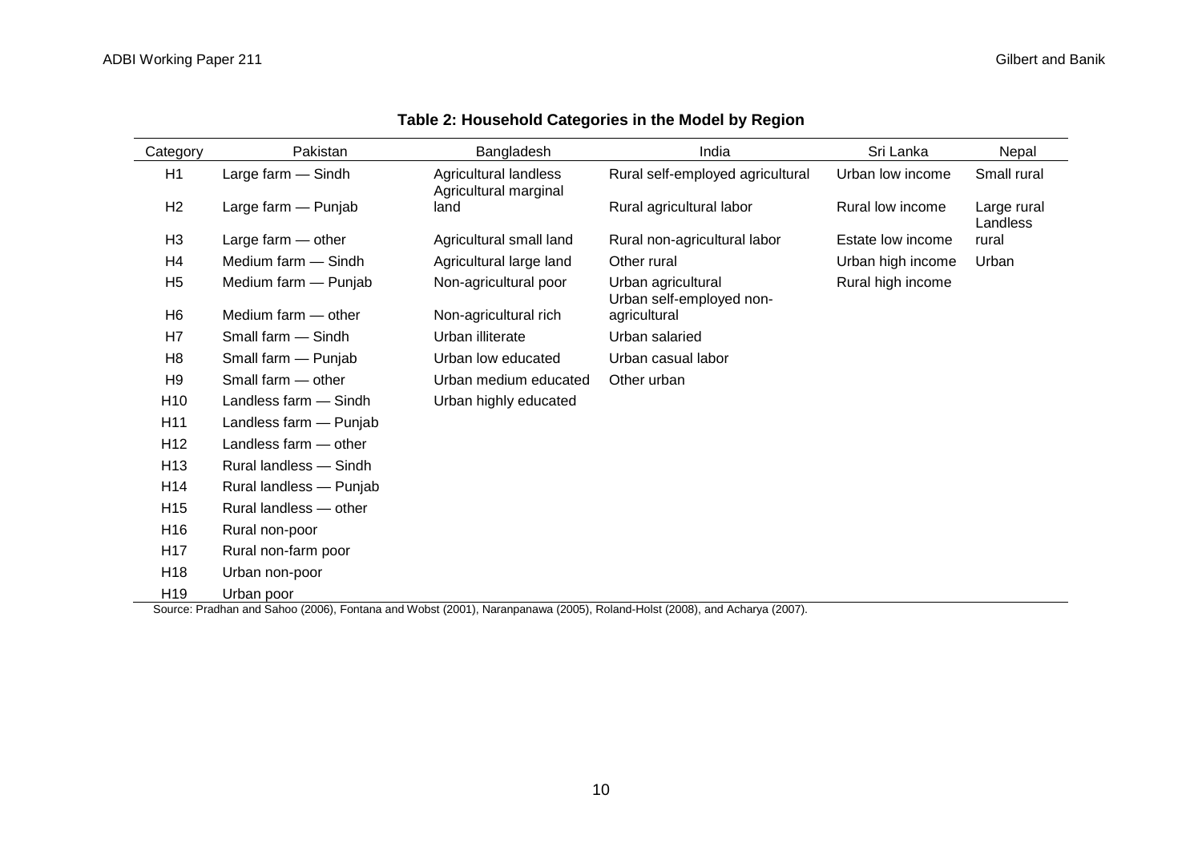**Table 2: Household Categories in the Model by Region**

| Category | Pakistan | Bangladesh | India | Sri Lanka | Nepal |
|---|---|---|---|---|---|
| H1 | Large farm — Sindh | Agricultural landless | Rural self-employed agricultural | Urban low income | Small rural |
| H2 | Large farm — Punjab | Agricultural marginal land | Rural agricultural labor | Rural low income | Large rural |
| H3 | Large farm — other | Agricultural small land | Rural non-agricultural labor | Estate low income | Landless rural |
| H4 | Medium farm — Sindh | Agricultural large land | Other rural | Urban high income | Urban |
| H5 | Medium farm — Punjab | Non-agricultural poor | Urban agricultural | Rural high income | |
| H6 | Medium farm — other | Non-agricultural rich | Urban self-employed non-agricultural | | |
| H7 | Small farm — Sindh | Urban illiterate | Urban salaried | | |
| H8 | Small farm — Punjab | Urban low educated | Urban casual labor | | |
| H9 | Small farm — other | Urban medium educated | Other urban | | |
| H10 | Landless farm — Sindh | Urban highly educated | | | |
| H11 | Landless farm — Punjab | | | | |
| H12 | Landless farm — other | | | | |
| H13 | Rural landless — Sindh | | | | |
| H14 | Rural landless — Punjab | | | | |
| H15 | Rural landless — other | | | | |
| H16 | Rural non-poor | | | | |
| H17 | Rural non-farm poor | | | | |
| H18 | Urban non-poor | | | | |
| H19 | Urban poor | | | | |

Source: Pradhan and Sahoo (2006), Fontana and Wobst (2001), Naranpanawa (2005), Roland-Holst (2008), and Acharya (2007).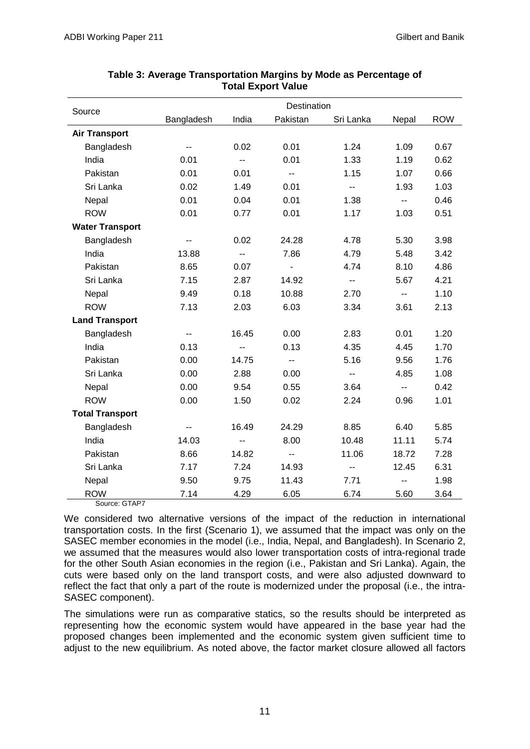**Table 3: Average Transportation Margins by Mode as Percentage of Total Export Value**

| Source | Destination | | | | | |
|---|---|---|---|---|---|---|
| | Bangladesh | India | Pakistan | Sri Lanka | Nepal | ROW |
| **Air Transport** | | | | | | |
| Bangladesh | -- | 0.02 | 0.01 | 1.24 | 1.09 | 0.67 |
| India | 0.01 | -- | 0.01 | 1.33 | 1.19 | 0.62 |
| Pakistan | 0.01 | 0.01 | -- | 1.15 | 1.07 | 0.66 |
| Sri Lanka | 0.02 | 1.49 | 0.01 | -- | 1.93 | 1.03 |
| Nepal | 0.01 | 0.04 | 0.01 | 1.38 | -- | 0.46 |
| ROW | 0.01 | 0.77 | 0.01 | 1.17 | 1.03 | 0.51 |
| **Water Transport** | | | | | | |
| Bangladesh | -- | 0.02 | 24.28 | 4.78 | 5.30 | 3.98 |
| India | 13.88 | -- | 7.86 | 4.79 | 5.48 | 3.42 |
| Pakistan | 8.65 | 0.07 | - | 4.74 | 8.10 | 4.86 |
| Sri Lanka | 7.15 | 2.87 | 14.92 | -- | 5.67 | 4.21 |
| Nepal | 9.49 | 0.18 | 10.88 | 2.70 | -- | 1.10 |
| ROW | 7.13 | 2.03 | 6.03 | 3.34 | 3.61 | 2.13 |
| **Land Transport** | | | | | | |
| Bangladesh | -- | 16.45 | 0.00 | 2.83 | 0.01 | 1.20 |
| India | 0.13 | -- | 0.13 | 4.35 | 4.45 | 1.70 |
| Pakistan | 0.00 | 14.75 | -- | 5.16 | 9.56 | 1.76 |
| Sri Lanka | 0.00 | 2.88 | 0.00 | -- | 4.85 | 1.08 |
| Nepal | 0.00 | 9.54 | 0.55 | 3.64 | -- | 0.42 |
| ROW | 0.00 | 1.50 | 0.02 | 2.24 | 0.96 | 1.01 |
| **Total Transport** | | | | | | |
| Bangladesh | -- | 16.49 | 24.29 | 8.85 | 6.40 | 5.85 |
| India | 14.03 | -- | 8.00 | 10.48 | 11.11 | 5.74 |
| Pakistan | 8.66 | 14.82 | -- | 11.06 | 18.72 | 7.28 |
| Sri Lanka | 7.17 | 7.24 | 14.93 | -- | 12.45 | 6.31 |
| Nepal | 9.50 | 9.75 | 11.43 | 7.71 | -- | 1.98 |
| ROW | 7.14 | 4.29 | 6.05 | 6.74 | 5.60 | 3.64 |

Source: GTAP7

We considered two alternative versions of the impact of the reduction in international transportation costs. In the first (Scenario 1), we assumed that the impact was only on the SASEC member economies in the model (i.e., India, Nepal, and Bangladesh). In Scenario 2, we assumed that the measures would also lower transportation costs of intra-regional trade for the other South Asian economies in the region (i.e., Pakistan and Sri Lanka). Again, the cuts were based only on the land transport costs, and were also adjusted downward to reflect the fact that only a part of the route is modernized under the proposal (i.e., the intra-SASEC component).

The simulations were run as comparative statics, so the results should be interpreted as representing how the economic system would have appeared in the base year had the proposed changes been implemented and the economic system given sufficient time to adjust to the new equilibrium. As noted above, the factor market closure allowed all factors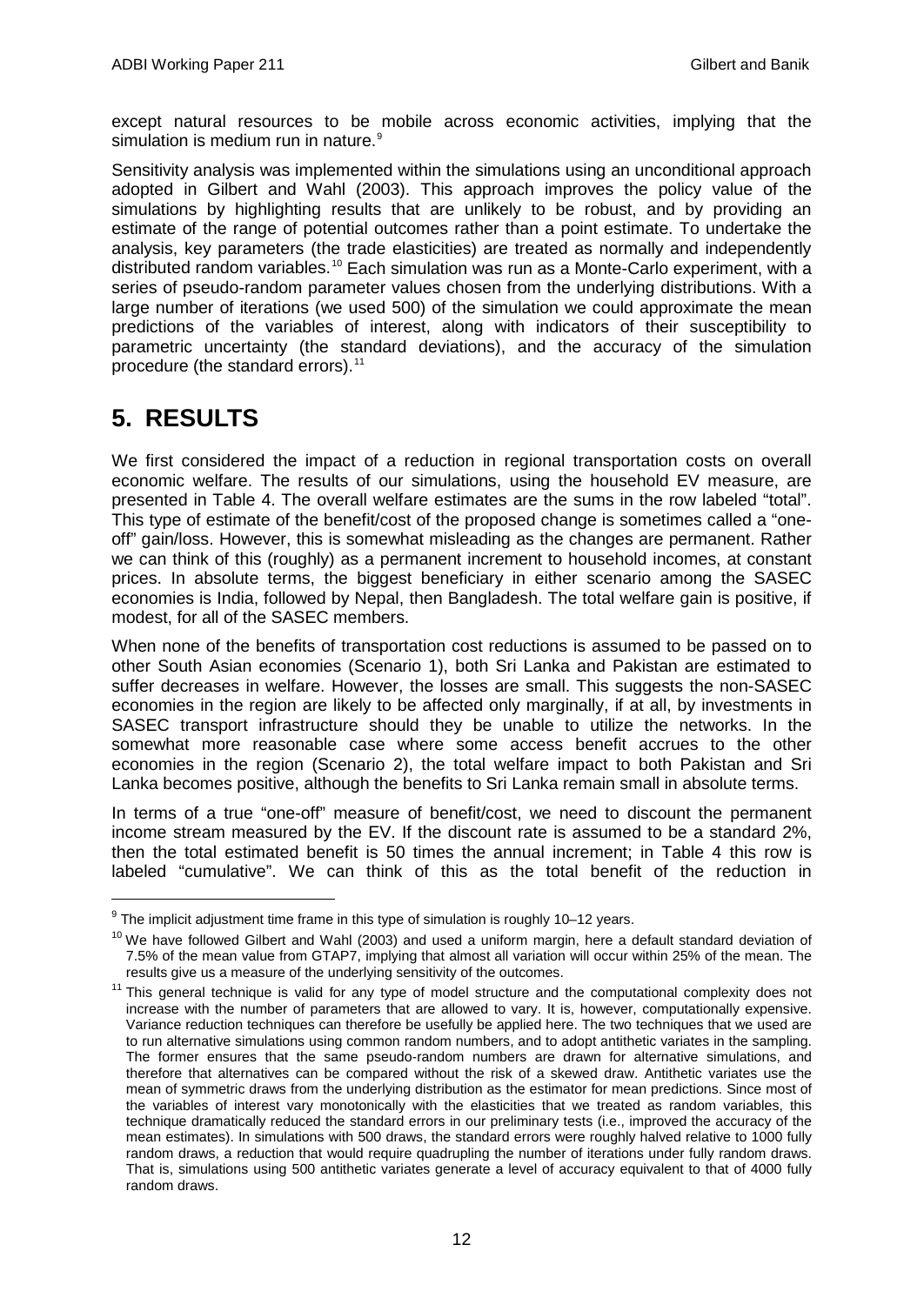except natural resources to be mobile across economic activities, implying that the simulation is medium run in nature.[9]

Sensitivity analysis was implemented within the simulations using an unconditional approach adopted in Gilbert and Wahl (2003). This approach improves the policy value of the simulations by highlighting results that are unlikely to be robust, and by providing an estimate of the range of potential outcomes rather than a point estimate. To undertake the analysis, key parameters (the trade elasticities) are treated as normally and independently distributed random variables.[10] Each simulation was run as a Monte-Carlo experiment, with a series of pseudo-random parameter values chosen from the underlying distributions. With a large number of iterations (we used 500) of the simulation we could approximate the mean predictions of the variables of interest, along with indicators of their susceptibility to parametric uncertainty (the standard deviations), and the accuracy of the simulation procedure (the standard errors).[11]

# 5. RESULTS

We first considered the impact of a reduction in regional transportation costs on overall economic welfare. The results of our simulations, using the household EV measure, are presented in Table 4. The overall welfare estimates are the sums in the row labeled "total". This type of estimate of the benefit/cost of the proposed change is sometimes called a "one-off" gain/loss. However, this is somewhat misleading as the changes are permanent. Rather we can think of this (roughly) as a permanent increment to household incomes, at constant prices. In absolute terms, the biggest beneficiary in either scenario among the SASEC economies is India, followed by Nepal, then Bangladesh. The total welfare gain is positive, if modest, for all of the SASEC members.

When none of the benefits of transportation cost reductions is assumed to be passed on to other South Asian economies (Scenario 1), both Sri Lanka and Pakistan are estimated to suffer decreases in welfare. However, the losses are small. This suggests the non-SASEC economies in the region are likely to be affected only marginally, if at all, by investments in SASEC transport infrastructure should they be unable to utilize the networks. In the somewhat more reasonable case where some access benefit accrues to the other economies in the region (Scenario 2), the total welfare impact to both Pakistan and Sri Lanka becomes positive, although the benefits to Sri Lanka remain small in absolute terms.

In terms of a true "one-off" measure of benefit/cost, we need to discount the permanent income stream measured by the EV. If the discount rate is assumed to be a standard 2%, then the total estimated benefit is 50 times the annual increment; in Table 4 this row is labeled "cumulative". We can think of this as the total benefit of the reduction in

---

[9] The implicit adjustment time frame in this type of simulation is roughly 10–12 years.

[10] We have followed Gilbert and Wahl (2003) and used a uniform margin, here a default standard deviation of 7.5% of the mean value from GTAP7, implying that almost all variation will occur within 25% of the mean. The results give us a measure of the underlying sensitivity of the outcomes.

[11] This general technique is valid for any type of model structure and the computational complexity does not increase with the number of parameters that are allowed to vary. It is, however, computationally expensive. Variance reduction techniques can therefore be usefully be applied here. The two techniques that we used are to run alternative simulations using common random numbers, and to adopt antithetic variates in the sampling. The former ensures that the same pseudo-random numbers are drawn for alternative simulations, and therefore that alternatives can be compared without the risk of a skewed draw. Antithetic variates use the mean of symmetric draws from the underlying distribution as the estimator for mean predictions. Since most of the variables of interest vary monotonically with the elasticities that we treated as random variables, this technique dramatically reduced the standard errors in our preliminary tests (i.e., improved the accuracy of the mean estimates). In simulations with 500 draws, the standard errors were roughly halved relative to 1000 fully random draws, a reduction that would require quadrupling the number of iterations under fully random draws. That is, simulations using 500 antithetic variates generate a level of accuracy equivalent to that of 4000 fully random draws.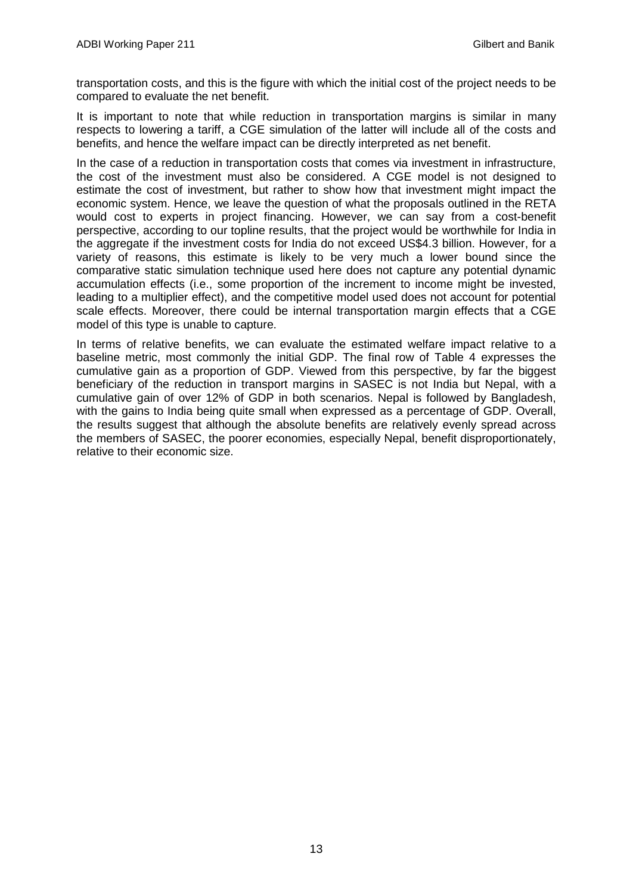transportation costs, and this is the figure with which the initial cost of the project needs to be compared to evaluate the net benefit.

It is important to note that while reduction in transportation margins is similar in many respects to lowering a tariff, a CGE simulation of the latter will include all of the costs and benefits, and hence the welfare impact can be directly interpreted as net benefit.

In the case of a reduction in transportation costs that comes via investment in infrastructure, the cost of the investment must also be considered. A CGE model is not designed to estimate the cost of investment, but rather to show how that investment might impact the economic system. Hence, we leave the question of what the proposals outlined in the RETA would cost to experts in project financing. However, we can say from a cost-benefit perspective, according to our topline results, that the project would be worthwhile for India in the aggregate if the investment costs for India do not exceed US$4.3 billion. However, for a variety of reasons, this estimate is likely to be very much a lower bound since the comparative static simulation technique used here does not capture any potential dynamic accumulation effects (i.e., some proportion of the increment to income might be invested, leading to a multiplier effect), and the competitive model used does not account for potential scale effects. Moreover, there could be internal transportation margin effects that a CGE model of this type is unable to capture.

In terms of relative benefits, we can evaluate the estimated welfare impact relative to a baseline metric, most commonly the initial GDP. The final row of Table 4 expresses the cumulative gain as a proportion of GDP. Viewed from this perspective, by far the biggest beneficiary of the reduction in transport margins in SASEC is not India but Nepal, with a cumulative gain of over 12% of GDP in both scenarios. Nepal is followed by Bangladesh, with the gains to India being quite small when expressed as a percentage of GDP. Overall, the results suggest that although the absolute benefits are relatively evenly spread across the members of SASEC, the poorer economies, especially Nepal, benefit disproportionately, relative to their economic size.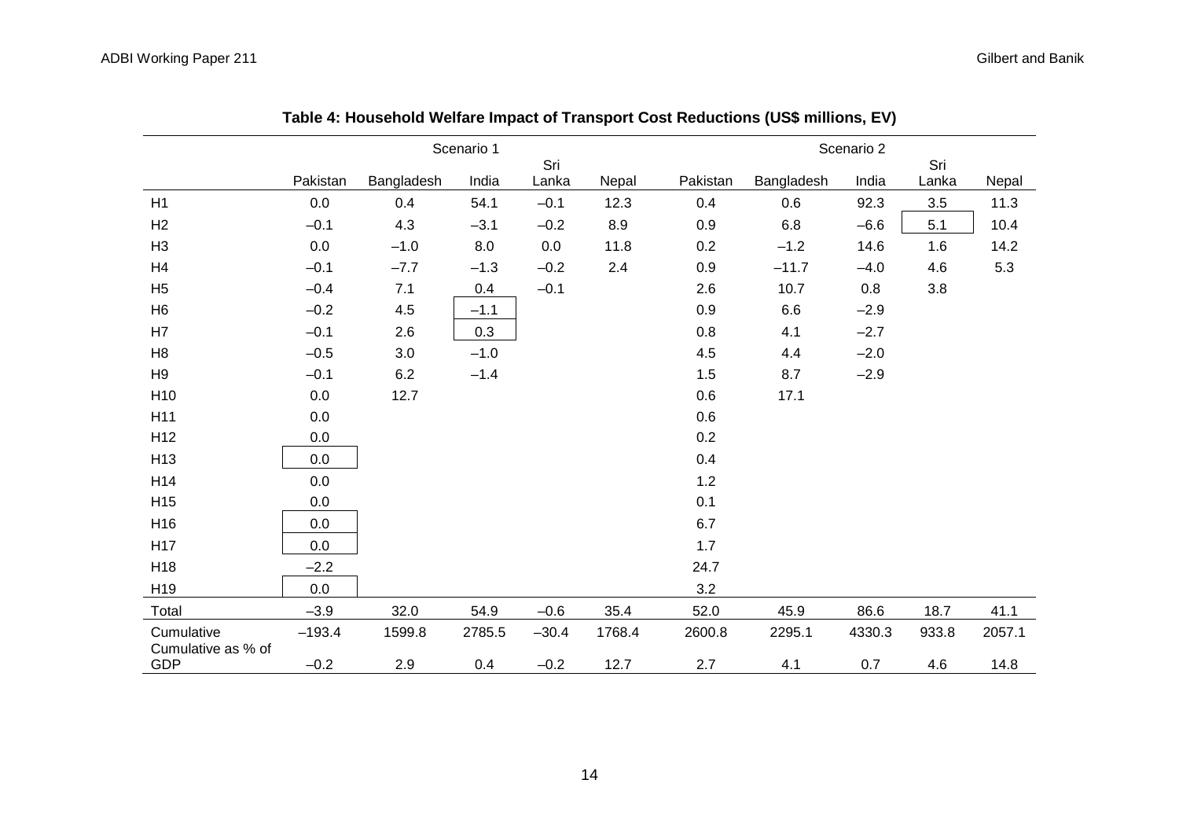**Table 4: Household Welfare Impact of Transport Cost Reductions (US$ millions, EV)**

| | Scenario 1 | | | | | Scenario 2 | | | | |
|---|---|---|---|---|---|---|---|---|---|---|
| | Pakistan | Bangladesh | India | Sri Lanka | Nepal | Pakistan | Bangladesh | India | Sri Lanka | Nepal |
| H1 | 0.0 | 0.4 | 54.1 | –0.1 | 12.3 | 0.4 | 0.6 | 92.3 | 3.5 | 11.3 |
| H2 | –0.1 | 4.3 | –3.1 | –0.2 | 8.9 | 0.9 | 6.8 | –6.6 | 5.1 | 10.4 |
| H3 | 0.0 | –1.0 | 8.0 | 0.0 | 11.8 | 0.2 | –1.2 | 14.6 | 1.6 | 14.2 |
| H4 | –0.1 | –7.7 | –1.3 | –0.2 | 2.4 | 0.9 | –11.7 | –4.0 | 4.6 | 5.3 |
| H5 | –0.4 | 7.1 | 0.4 | –0.1 | | 2.6 | 10.7 | 0.8 | 3.8 | |
| H6 | –0.2 | 4.5 | –1.1 | | | 0.9 | 6.6 | –2.9 | | |
| H7 | –0.1 | 2.6 | 0.3 | | | 0.8 | 4.1 | –2.7 | | |
| H8 | –0.5 | 3.0 | –1.0 | | | 4.5 | 4.4 | –2.0 | | |
| H9 | –0.1 | 6.2 | –1.4 | | | 1.5 | 8.7 | –2.9 | | |
| H10 | 0.0 | 12.7 | | | | 0.6 | 17.1 | | | |
| H11 | 0.0 | | | | | 0.6 | | | | |
| H12 | 0.0 | | | | | 0.2 | | | | |
| H13 | 0.0 | | | | | 0.4 | | | | |
| H14 | 0.0 | | | | | 1.2 | | | | |
| H15 | 0.0 | | | | | 0.1 | | | | |
| H16 | 0.0 | | | | | 6.7 | | | | |
| H17 | 0.0 | | | | | 1.7 | | | | |
| H18 | –2.2 | | | | | 24.7 | | | | |
| H19 | 0.0 | | | | | 3.2 | | | | |
| Total | –3.9 | 32.0 | 54.9 | –0.6 | 35.4 | 52.0 | 45.9 | 86.6 | 18.7 | 41.1 |
| Cumulative | –193.4 | 1599.8 | 2785.5 | –30.4 | 1768.4 | 2600.8 | 2295.1 | 4330.3 | 933.8 | 2057.1 |
| Cumulative as % of GDP | –0.2 | 2.9 | 0.4 | –0.2 | 12.7 | 2.7 | 4.1 | 0.7 | 4.6 | 14.8 |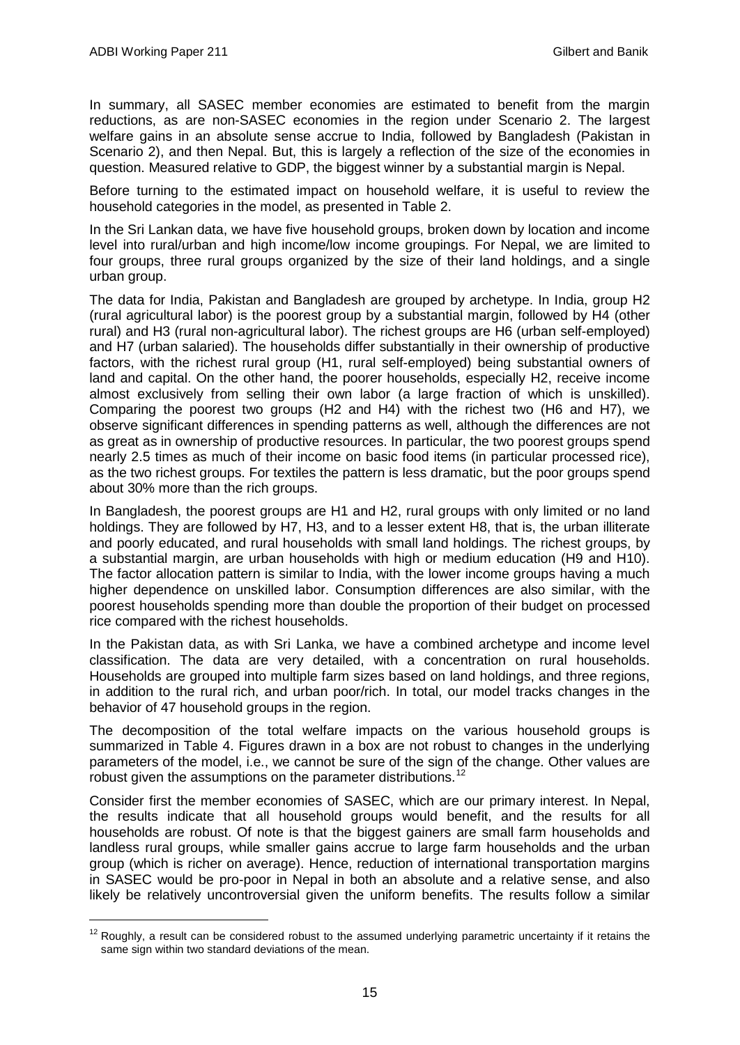In summary, all SASEC member economies are estimated to benefit from the margin reductions, as are non-SASEC economies in the region under Scenario 2. The largest welfare gains in an absolute sense accrue to India, followed by Bangladesh (Pakistan in Scenario 2), and then Nepal. But, this is largely a reflection of the size of the economies in question. Measured relative to GDP, the biggest winner by a substantial margin is Nepal.

Before turning to the estimated impact on household welfare, it is useful to review the household categories in the model, as presented in Table 2.

In the Sri Lankan data, we have five household groups, broken down by location and income level into rural/urban and high income/low income groupings. For Nepal, we are limited to four groups, three rural groups organized by the size of their land holdings, and a single urban group.

The data for India, Pakistan and Bangladesh are grouped by archetype. In India, group H2 (rural agricultural labor) is the poorest group by a substantial margin, followed by H4 (other rural) and H3 (rural non-agricultural labor). The richest groups are H6 (urban self-employed) and H7 (urban salaried). The households differ substantially in their ownership of productive factors, with the richest rural group (H1, rural self-employed) being substantial owners of land and capital. On the other hand, the poorer households, especially H2, receive income almost exclusively from selling their own labor (a large fraction of which is unskilled). Comparing the poorest two groups (H2 and H4) with the richest two (H6 and H7), we observe significant differences in spending patterns as well, although the differences are not as great as in ownership of productive resources. In particular, the two poorest groups spend nearly 2.5 times as much of their income on basic food items (in particular processed rice), as the two richest groups. For textiles the pattern is less dramatic, but the poor groups spend about 30% more than the rich groups.

In Bangladesh, the poorest groups are H1 and H2, rural groups with only limited or no land holdings. They are followed by H7, H3, and to a lesser extent H8, that is, the urban illiterate and poorly educated, and rural households with small land holdings. The richest groups, by a substantial margin, are urban households with high or medium education (H9 and H10). The factor allocation pattern is similar to India, with the lower income groups having a much higher dependence on unskilled labor. Consumption differences are also similar, with the poorest households spending more than double the proportion of their budget on processed rice compared with the richest households.

In the Pakistan data, as with Sri Lanka, we have a combined archetype and income level classification. The data are very detailed, with a concentration on rural households. Households are grouped into multiple farm sizes based on land holdings, and three regions, in addition to the rural rich, and urban poor/rich. In total, our model tracks changes in the behavior of 47 household groups in the region.

The decomposition of the total welfare impacts on the various household groups is summarized in Table 4. Figures drawn in a box are not robust to changes in the underlying parameters of the model, i.e., we cannot be sure of the sign of the change. Other values are robust given the assumptions on the parameter distributions.[12]

Consider first the member economies of SASEC, which are our primary interest. In Nepal, the results indicate that all household groups would benefit, and the results for all households are robust. Of note is that the biggest gainers are small farm households and landless rural groups, while smaller gains accrue to large farm households and the urban group (which is richer on average). Hence, reduction of international transportation margins in SASEC would be pro-poor in Nepal in both an absolute and a relative sense, and also likely be relatively uncontroversial given the uniform benefits. The results follow a similar

[12] Roughly, a result can be considered robust to the assumed underlying parametric uncertainty if it retains the same sign within two standard deviations of the mean.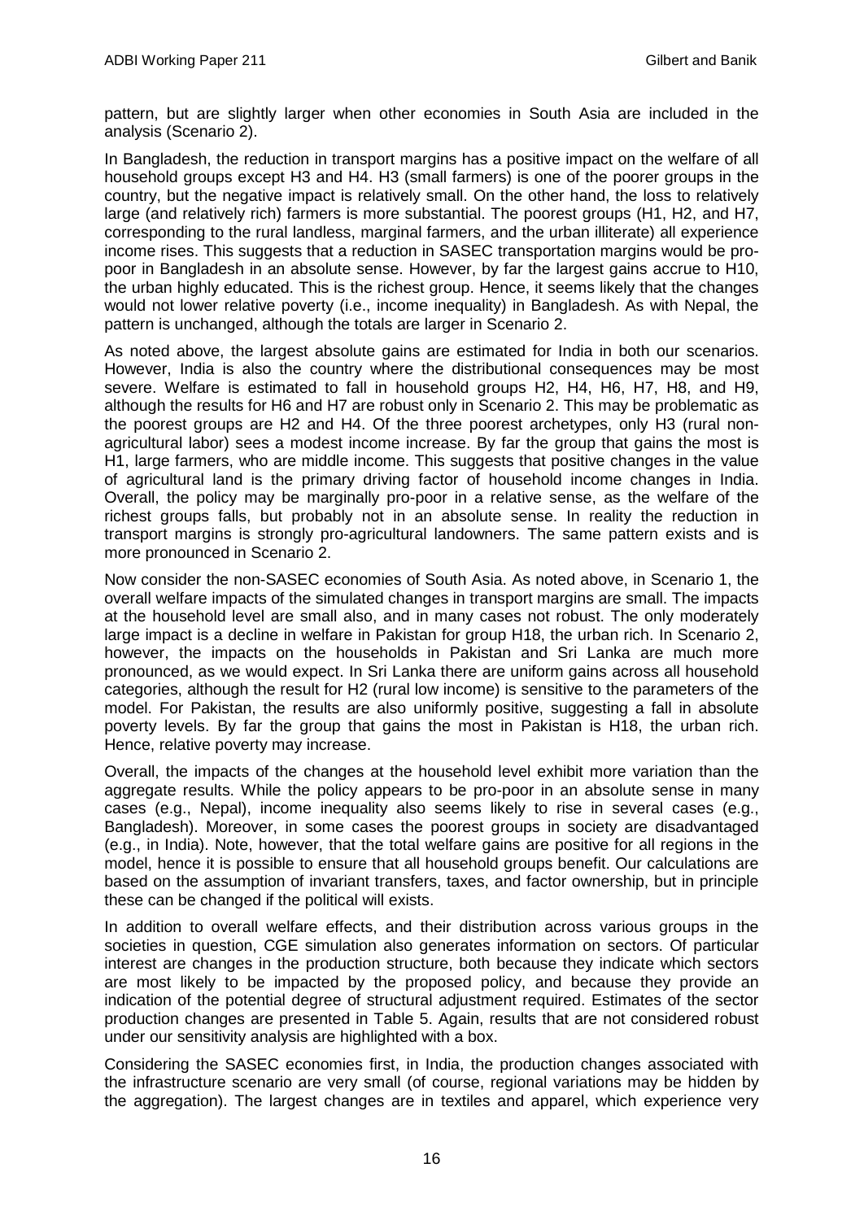pattern, but are slightly larger when other economies in South Asia are included in the analysis (Scenario 2).

In Bangladesh, the reduction in transport margins has a positive impact on the welfare of all household groups except H3 and H4. H3 (small farmers) is one of the poorer groups in the country, but the negative impact is relatively small. On the other hand, the loss to relatively large (and relatively rich) farmers is more substantial. The poorest groups (H1, H2, and H7, corresponding to the rural landless, marginal farmers, and the urban illiterate) all experience income rises. This suggests that a reduction in SASEC transportation margins would be pro-poor in Bangladesh in an absolute sense. However, by far the largest gains accrue to H10, the urban highly educated. This is the richest group. Hence, it seems likely that the changes would not lower relative poverty (i.e., income inequality) in Bangladesh. As with Nepal, the pattern is unchanged, although the totals are larger in Scenario 2.

As noted above, the largest absolute gains are estimated for India in both our scenarios. However, India is also the country where the distributional consequences may be most severe. Welfare is estimated to fall in household groups H2, H4, H6, H7, H8, and H9, although the results for H6 and H7 are robust only in Scenario 2. This may be problematic as the poorest groups are H2 and H4. Of the three poorest archetypes, only H3 (rural non-agricultural labor) sees a modest income increase. By far the group that gains the most is H1, large farmers, who are middle income. This suggests that positive changes in the value of agricultural land is the primary driving factor of household income changes in India. Overall, the policy may be marginally pro-poor in a relative sense, as the welfare of the richest groups falls, but probably not in an absolute sense. In reality the reduction in transport margins is strongly pro-agricultural landowners. The same pattern exists and is more pronounced in Scenario 2.

Now consider the non-SASEC economies of South Asia. As noted above, in Scenario 1, the overall welfare impacts of the simulated changes in transport margins are small. The impacts at the household level are small also, and in many cases not robust. The only moderately large impact is a decline in welfare in Pakistan for group H18, the urban rich. In Scenario 2, however, the impacts on the households in Pakistan and Sri Lanka are much more pronounced, as we would expect. In Sri Lanka there are uniform gains across all household categories, although the result for H2 (rural low income) is sensitive to the parameters of the model. For Pakistan, the results are also uniformly positive, suggesting a fall in absolute poverty levels. By far the group that gains the most in Pakistan is H18, the urban rich. Hence, relative poverty may increase.

Overall, the impacts of the changes at the household level exhibit more variation than the aggregate results. While the policy appears to be pro-poor in an absolute sense in many cases (e.g., Nepal), income inequality also seems likely to rise in several cases (e.g., Bangladesh). Moreover, in some cases the poorest groups in society are disadvantaged (e.g., in India). Note, however, that the total welfare gains are positive for all regions in the model, hence it is possible to ensure that all household groups benefit. Our calculations are based on the assumption of invariant transfers, taxes, and factor ownership, but in principle these can be changed if the political will exists.

In addition to overall welfare effects, and their distribution across various groups in the societies in question, CGE simulation also generates information on sectors. Of particular interest are changes in the production structure, both because they indicate which sectors are most likely to be impacted by the proposed policy, and because they provide an indication of the potential degree of structural adjustment required. Estimates of the sector production changes are presented in Table 5. Again, results that are not considered robust under our sensitivity analysis are highlighted with a box.

Considering the SASEC economies first, in India, the production changes associated with the infrastructure scenario are very small (of course, regional variations may be hidden by the aggregation). The largest changes are in textiles and apparel, which experience very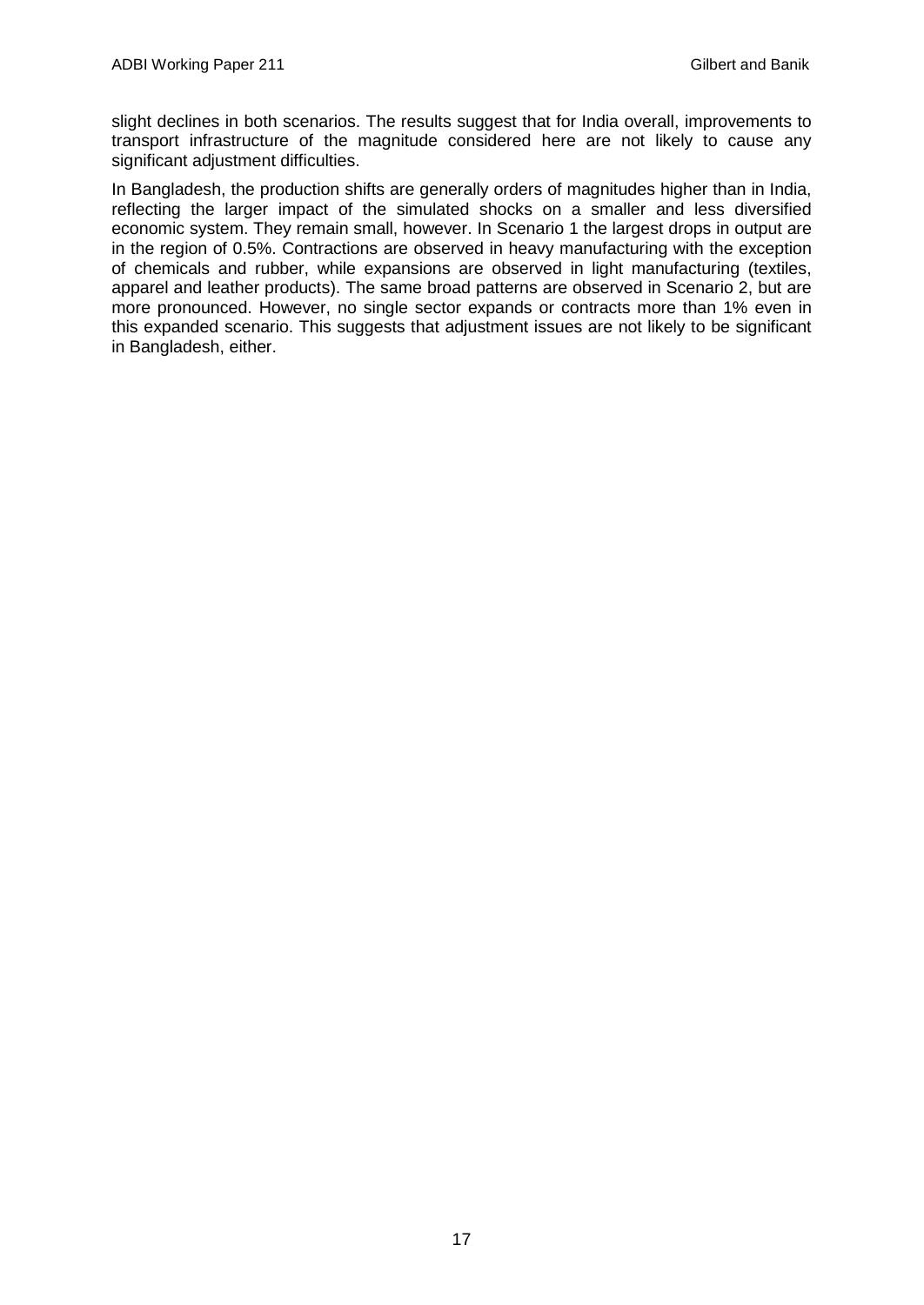slight declines in both scenarios. The results suggest that for India overall, improvements to transport infrastructure of the magnitude considered here are not likely to cause any significant adjustment difficulties.

In Bangladesh, the production shifts are generally orders of magnitudes higher than in India, reflecting the larger impact of the simulated shocks on a smaller and less diversified economic system. They remain small, however. In Scenario 1 the largest drops in output are in the region of 0.5%. Contractions are observed in heavy manufacturing with the exception of chemicals and rubber, while expansions are observed in light manufacturing (textiles, apparel and leather products). The same broad patterns are observed in Scenario 2, but are more pronounced. However, no single sector expands or contracts more than 1% even in this expanded scenario. This suggests that adjustment issues are not likely to be significant in Bangladesh, either.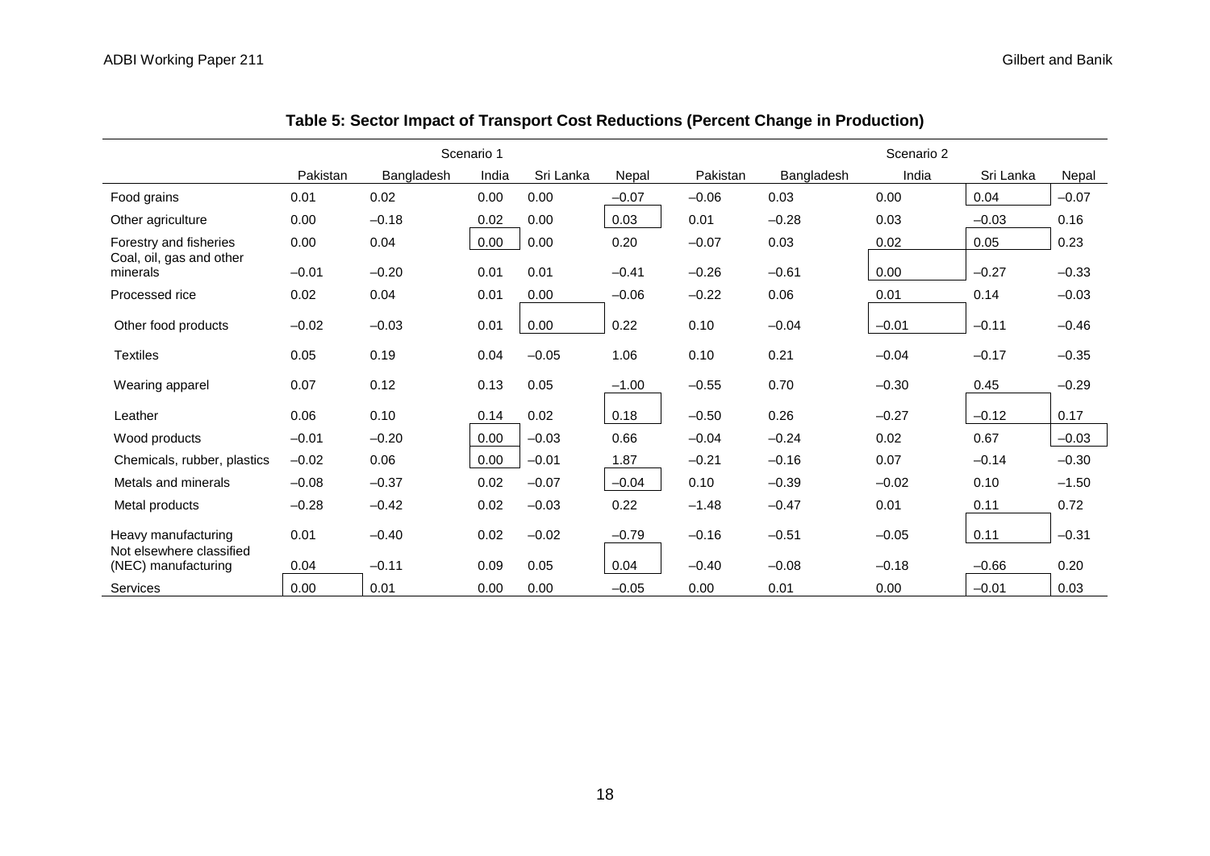**Table 5: Sector Impact of Transport Cost Reductions (Percent Change in Production)**

| | Scenario 1 | | | | | Scenario 2 | | | | |
|---|---|---|---|---|---|---|---|---|---|---|
| | Pakistan | Bangladesh | India | Sri Lanka | Nepal | Pakistan | Bangladesh | India | Sri Lanka | Nepal |
| Food grains | 0.01 | 0.02 | 0.00 | 0.00 | –0.07 | –0.06 | 0.03 | 0.00 | 0.04 | –0.07 |
| Other agriculture | 0.00 | –0.18 | 0.02 | 0.00 | 0.03 | 0.01 | –0.28 | 0.03 | –0.03 | 0.16 |
| Forestry and fisheries | 0.00 | 0.04 | 0.00 | 0.00 | 0.20 | –0.07 | 0.03 | 0.02 | 0.05 | 0.23 |
| Coal, oil, gas and other minerals | –0.01 | –0.20 | 0.01 | 0.01 | –0.41 | –0.26 | –0.61 | 0.00 | –0.27 | –0.33 |
| Processed rice | 0.02 | 0.04 | 0.01 | 0.00 | –0.06 | –0.22 | 0.06 | 0.01 | 0.14 | –0.03 |
| Other food products | –0.02 | –0.03 | 0.01 | 0.00 | 0.22 | 0.10 | –0.04 | –0.01 | –0.11 | –0.46 |
| Textiles | 0.05 | 0.19 | 0.04 | –0.05 | 1.06 | 0.10 | 0.21 | –0.04 | –0.17 | –0.35 |
| Wearing apparel | 0.07 | 0.12 | 0.13 | 0.05 | –1.00 | –0.55 | 0.70 | –0.30 | 0.45 | –0.29 |
| Leather | 0.06 | 0.10 | 0.14 | 0.02 | 0.18 | –0.50 | 0.26 | –0.27 | –0.12 | 0.17 |
| Wood products | –0.01 | –0.20 | 0.00 | –0.03 | 0.66 | –0.04 | –0.24 | 0.02 | 0.67 | –0.03 |
| Chemicals, rubber, plastics | –0.02 | 0.06 | 0.00 | –0.01 | 1.87 | –0.21 | –0.16 | 0.07 | –0.14 | –0.30 |
| Metals and minerals | –0.08 | –0.37 | 0.02 | –0.07 | –0.04 | 0.10 | –0.39 | –0.02 | 0.10 | –1.50 |
| Metal products | –0.28 | –0.42 | 0.02 | –0.03 | 0.22 | –1.48 | –0.47 | 0.01 | 0.11 | 0.72 |
| Heavy manufacturing | 0.01 | –0.40 | 0.02 | –0.02 | –0.79 | –0.16 | –0.51 | –0.05 | 0.11 | –0.31 |
| Not elsewhere classified (NEC) manufacturing | 0.04 | –0.11 | 0.09 | 0.05 | 0.04 | –0.40 | –0.08 | –0.18 | –0.66 | 0.20 |
| Services | 0.00 | 0.01 | 0.00 | 0.00 | –0.05 | 0.00 | 0.01 | 0.00 | –0.01 | 0.03 |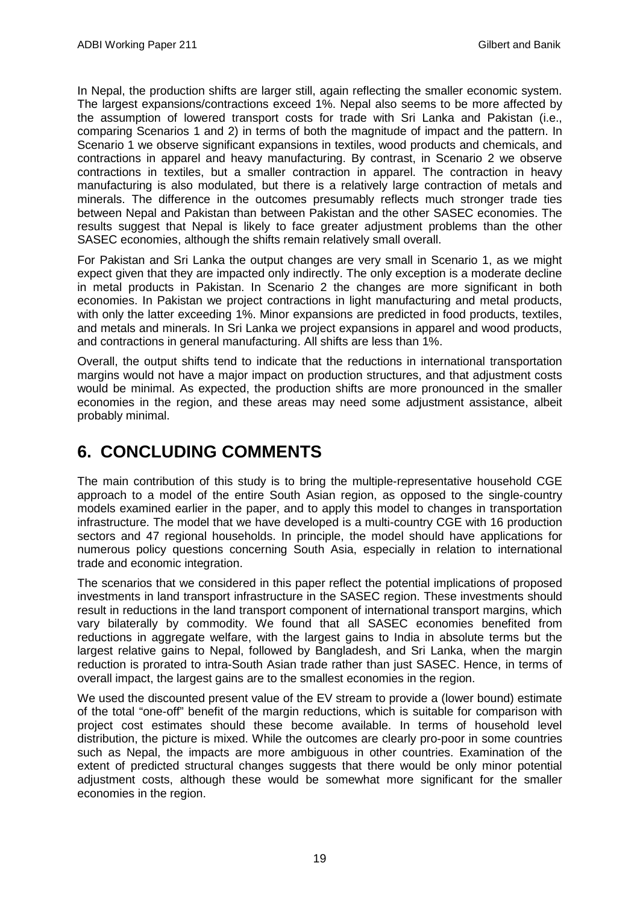In Nepal, the production shifts are larger still, again reflecting the smaller economic system. The largest expansions/contractions exceed 1%. Nepal also seems to be more affected by the assumption of lowered transport costs for trade with Sri Lanka and Pakistan (i.e., comparing Scenarios 1 and 2) in terms of both the magnitude of impact and the pattern. In Scenario 1 we observe significant expansions in textiles, wood products and chemicals, and contractions in apparel and heavy manufacturing. By contrast, in Scenario 2 we observe contractions in textiles, but a smaller contraction in apparel. The contraction in heavy manufacturing is also modulated, but there is a relatively large contraction of metals and minerals. The difference in the outcomes presumably reflects much stronger trade ties between Nepal and Pakistan than between Pakistan and the other SASEC economies. The results suggest that Nepal is likely to face greater adjustment problems than the other SASEC economies, although the shifts remain relatively small overall.

For Pakistan and Sri Lanka the output changes are very small in Scenario 1, as we might expect given that they are impacted only indirectly. The only exception is a moderate decline in metal products in Pakistan. In Scenario 2 the changes are more significant in both economies. In Pakistan we project contractions in light manufacturing and metal products, with only the latter exceeding 1%. Minor expansions are predicted in food products, textiles, and metals and minerals. In Sri Lanka we project expansions in apparel and wood products, and contractions in general manufacturing. All shifts are less than 1%.

Overall, the output shifts tend to indicate that the reductions in international transportation margins would not have a major impact on production structures, and that adjustment costs would be minimal. As expected, the production shifts are more pronounced in the smaller economies in the region, and these areas may need some adjustment assistance, albeit probably minimal.

# 6. CONCLUDING COMMENTS

The main contribution of this study is to bring the multiple-representative household CGE approach to a model of the entire South Asian region, as opposed to the single-country models examined earlier in the paper, and to apply this model to changes in transportation infrastructure. The model that we have developed is a multi-country CGE with 16 production sectors and 47 regional households. In principle, the model should have applications for numerous policy questions concerning South Asia, especially in relation to international trade and economic integration.

The scenarios that we considered in this paper reflect the potential implications of proposed investments in land transport infrastructure in the SASEC region. These investments should result in reductions in the land transport component of international transport margins, which vary bilaterally by commodity. We found that all SASEC economies benefited from reductions in aggregate welfare, with the largest gains to India in absolute terms but the largest relative gains to Nepal, followed by Bangladesh, and Sri Lanka, when the margin reduction is prorated to intra-South Asian trade rather than just SASEC. Hence, in terms of overall impact, the largest gains are to the smallest economies in the region.

We used the discounted present value of the EV stream to provide a (lower bound) estimate of the total "one-off" benefit of the margin reductions, which is suitable for comparison with project cost estimates should these become available. In terms of household level distribution, the picture is mixed. While the outcomes are clearly pro-poor in some countries such as Nepal, the impacts are more ambiguous in other countries. Examination of the extent of predicted structural changes suggests that there would be only minor potential adjustment costs, although these would be somewhat more significant for the smaller economies in the region.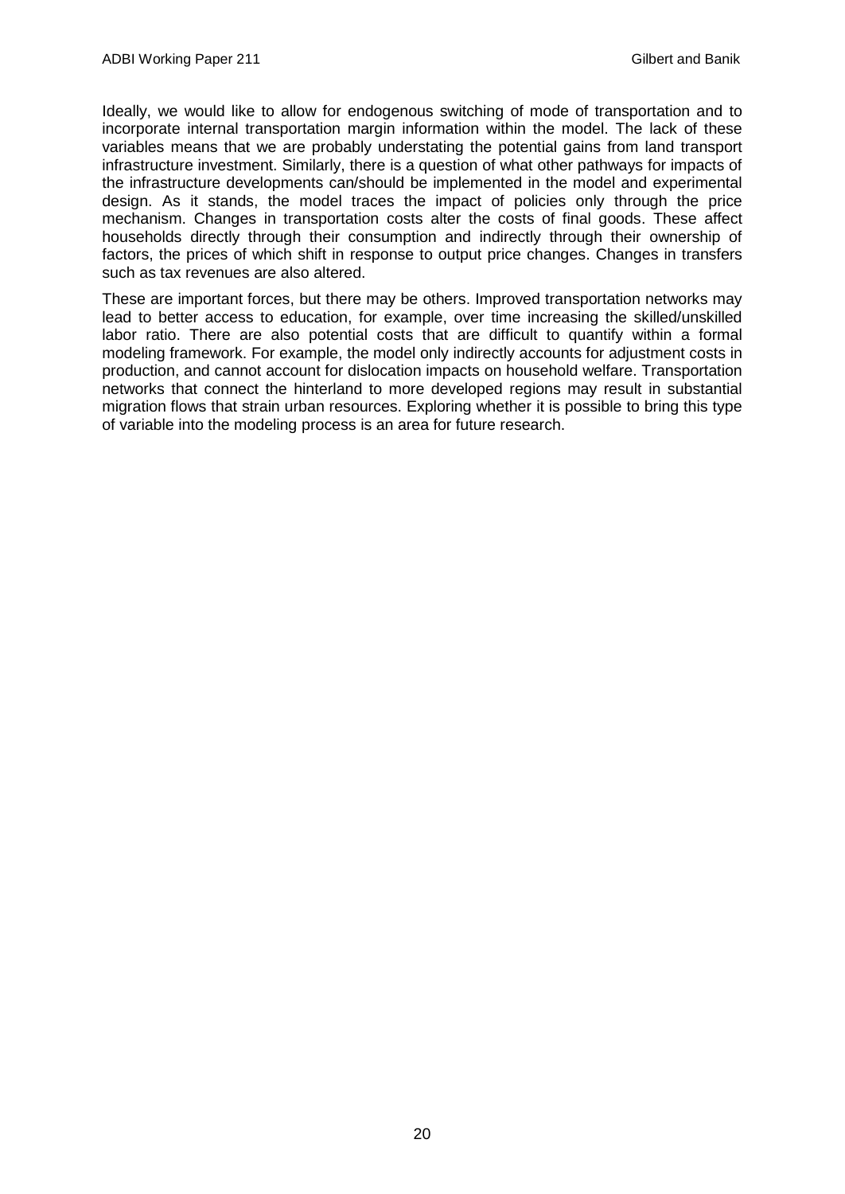Ideally, we would like to allow for endogenous switching of mode of transportation and to incorporate internal transportation margin information within the model. The lack of these variables means that we are probably understating the potential gains from land transport infrastructure investment. Similarly, there is a question of what other pathways for impacts of the infrastructure developments can/should be implemented in the model and experimental design. As it stands, the model traces the impact of policies only through the price mechanism. Changes in transportation costs alter the costs of final goods. These affect households directly through their consumption and indirectly through their ownership of factors, the prices of which shift in response to output price changes. Changes in transfers such as tax revenues are also altered.

These are important forces, but there may be others. Improved transportation networks may lead to better access to education, for example, over time increasing the skilled/unskilled labor ratio. There are also potential costs that are difficult to quantify within a formal modeling framework. For example, the model only indirectly accounts for adjustment costs in production, and cannot account for dislocation impacts on household welfare. Transportation networks that connect the hinterland to more developed regions may result in substantial migration flows that strain urban resources. Exploring whether it is possible to bring this type of variable into the modeling process is an area for future research.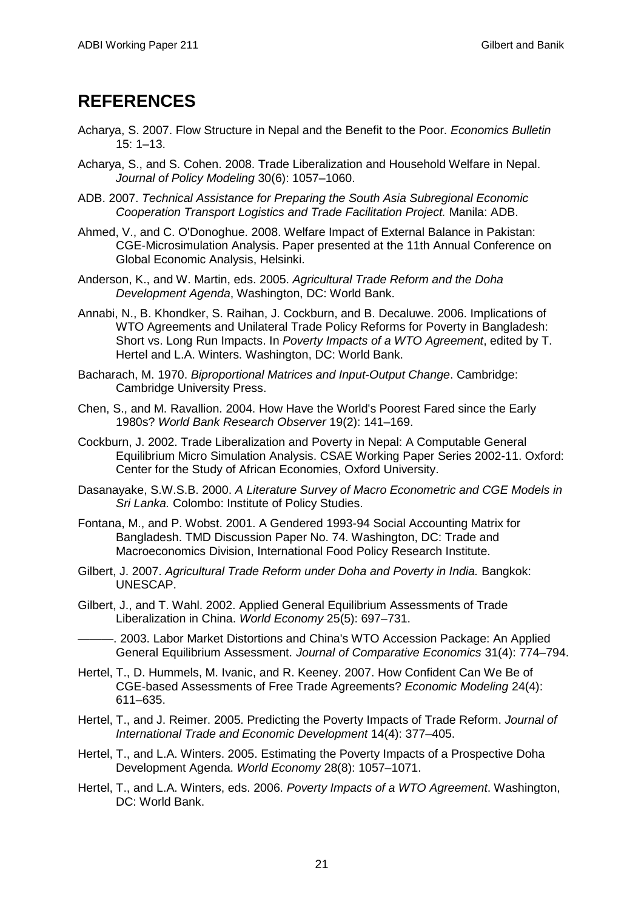## REFERENCES

Acharya, S. 2007. Flow Structure in Nepal and the Benefit to the Poor. *Economics Bulletin* 15: 1–13.

Acharya, S., and S. Cohen. 2008. Trade Liberalization and Household Welfare in Nepal. *Journal of Policy Modeling* 30(6): 1057–1060.

ADB. 2007. *Technical Assistance for Preparing the South Asia Subregional Economic Cooperation Transport Logistics and Trade Facilitation Project.* Manila: ADB.

Ahmed, V., and C. O'Donoghue. 2008. Welfare Impact of External Balance in Pakistan: CGE-Microsimulation Analysis. Paper presented at the 11th Annual Conference on Global Economic Analysis, Helsinki.

Anderson, K., and W. Martin, eds. 2005. *Agricultural Trade Reform and the Doha Development Agenda*, Washington, DC: World Bank.

Annabi, N., B. Khondker, S. Raihan, J. Cockburn, and B. Decaluwe. 2006. Implications of WTO Agreements and Unilateral Trade Policy Reforms for Poverty in Bangladesh: Short vs. Long Run Impacts. In *Poverty Impacts of a WTO Agreement*, edited by T. Hertel and L.A. Winters. Washington, DC: World Bank.

Bacharach, M. 1970. *Biproportional Matrices and Input-Output Change*. Cambridge: Cambridge University Press.

Chen, S., and M. Ravallion. 2004. How Have the World's Poorest Fared since the Early 1980s? *World Bank Research Observer* 19(2): 141–169.

Cockburn, J. 2002. Trade Liberalization and Poverty in Nepal: A Computable General Equilibrium Micro Simulation Analysis. CSAE Working Paper Series 2002-11. Oxford: Center for the Study of African Economies, Oxford University.

Dasanayake, S.W.S.B. 2000. *A Literature Survey of Macro Econometric and CGE Models in Sri Lanka.* Colombo: Institute of Policy Studies.

Fontana, M., and P. Wobst. 2001. A Gendered 1993-94 Social Accounting Matrix for Bangladesh. TMD Discussion Paper No. 74. Washington, DC: Trade and Macroeconomics Division, International Food Policy Research Institute.

Gilbert, J. 2007. *Agricultural Trade Reform under Doha and Poverty in India.* Bangkok: UNESCAP.

Gilbert, J., and T. Wahl. 2002. Applied General Equilibrium Assessments of Trade Liberalization in China. *World Economy* 25(5): 697–731.

———. 2003. Labor Market Distortions and China's WTO Accession Package: An Applied General Equilibrium Assessment. *Journal of Comparative Economics* 31(4): 774–794.

Hertel, T., D. Hummels, M. Ivanic, and R. Keeney. 2007. How Confident Can We Be of CGE-based Assessments of Free Trade Agreements? *Economic Modeling* 24(4): 611–635.

Hertel, T., and J. Reimer. 2005. Predicting the Poverty Impacts of Trade Reform. *Journal of International Trade and Economic Development* 14(4): 377–405.

Hertel, T., and L.A. Winters. 2005. Estimating the Poverty Impacts of a Prospective Doha Development Agenda. *World Economy* 28(8): 1057–1071.

Hertel, T., and L.A. Winters, eds. 2006. *Poverty Impacts of a WTO Agreement*. Washington, DC: World Bank.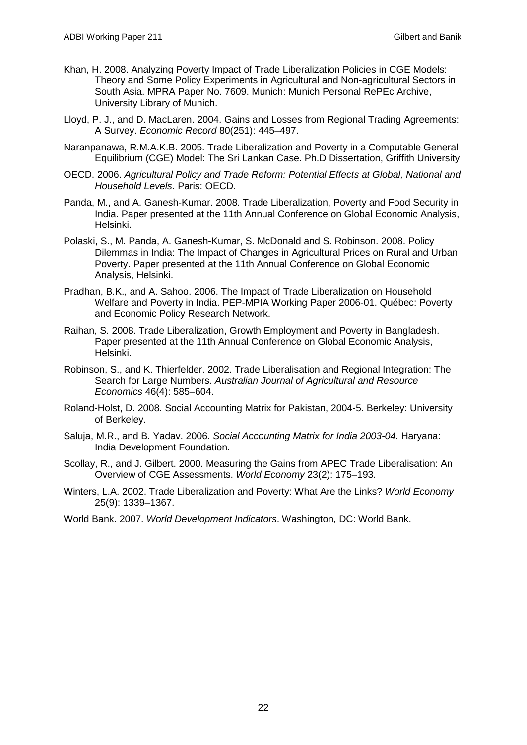Khan, H. 2008. Analyzing Poverty Impact of Trade Liberalization Policies in CGE Models: Theory and Some Policy Experiments in Agricultural and Non-agricultural Sectors in South Asia. MPRA Paper No. 7609. Munich: Munich Personal RePEc Archive, University Library of Munich.

Lloyd, P. J., and D. MacLaren. 2004. Gains and Losses from Regional Trading Agreements: A Survey. *Economic Record* 80(251): 445–497.

Naranpanawa, R.M.A.K.B. 2005. Trade Liberalization and Poverty in a Computable General Equilibrium (CGE) Model: The Sri Lankan Case. Ph.D Dissertation, Griffith University.

OECD. 2006. *Agricultural Policy and Trade Reform: Potential Effects at Global, National and Household Levels*. Paris: OECD.

Panda, M., and A. Ganesh-Kumar. 2008. Trade Liberalization, Poverty and Food Security in India. Paper presented at the 11th Annual Conference on Global Economic Analysis, Helsinki.

Polaski, S., M. Panda, A. Ganesh-Kumar, S. McDonald and S. Robinson. 2008. Policy Dilemmas in India: The Impact of Changes in Agricultural Prices on Rural and Urban Poverty. Paper presented at the 11th Annual Conference on Global Economic Analysis, Helsinki.

Pradhan, B.K., and A. Sahoo. 2006. The Impact of Trade Liberalization on Household Welfare and Poverty in India. PEP-MPIA Working Paper 2006-01. Québec: Poverty and Economic Policy Research Network.

Raihan, S. 2008. Trade Liberalization, Growth Employment and Poverty in Bangladesh. Paper presented at the 11th Annual Conference on Global Economic Analysis, Helsinki.

Robinson, S., and K. Thierfelder. 2002. Trade Liberalisation and Regional Integration: The Search for Large Numbers. *Australian Journal of Agricultural and Resource Economics* 46(4): 585–604.

Roland-Holst, D. 2008. Social Accounting Matrix for Pakistan, 2004-5. Berkeley: University of Berkeley.

Saluja, M.R., and B. Yadav. 2006. *Social Accounting Matrix for India 2003-04*. Haryana: India Development Foundation.

Scollay, R., and J. Gilbert. 2000. Measuring the Gains from APEC Trade Liberalisation: An Overview of CGE Assessments. *World Economy* 23(2): 175–193.

Winters, L.A. 2002. Trade Liberalization and Poverty: What Are the Links? *World Economy* 25(9): 1339–1367.

World Bank. 2007. *World Development Indicators*. Washington, DC: World Bank.